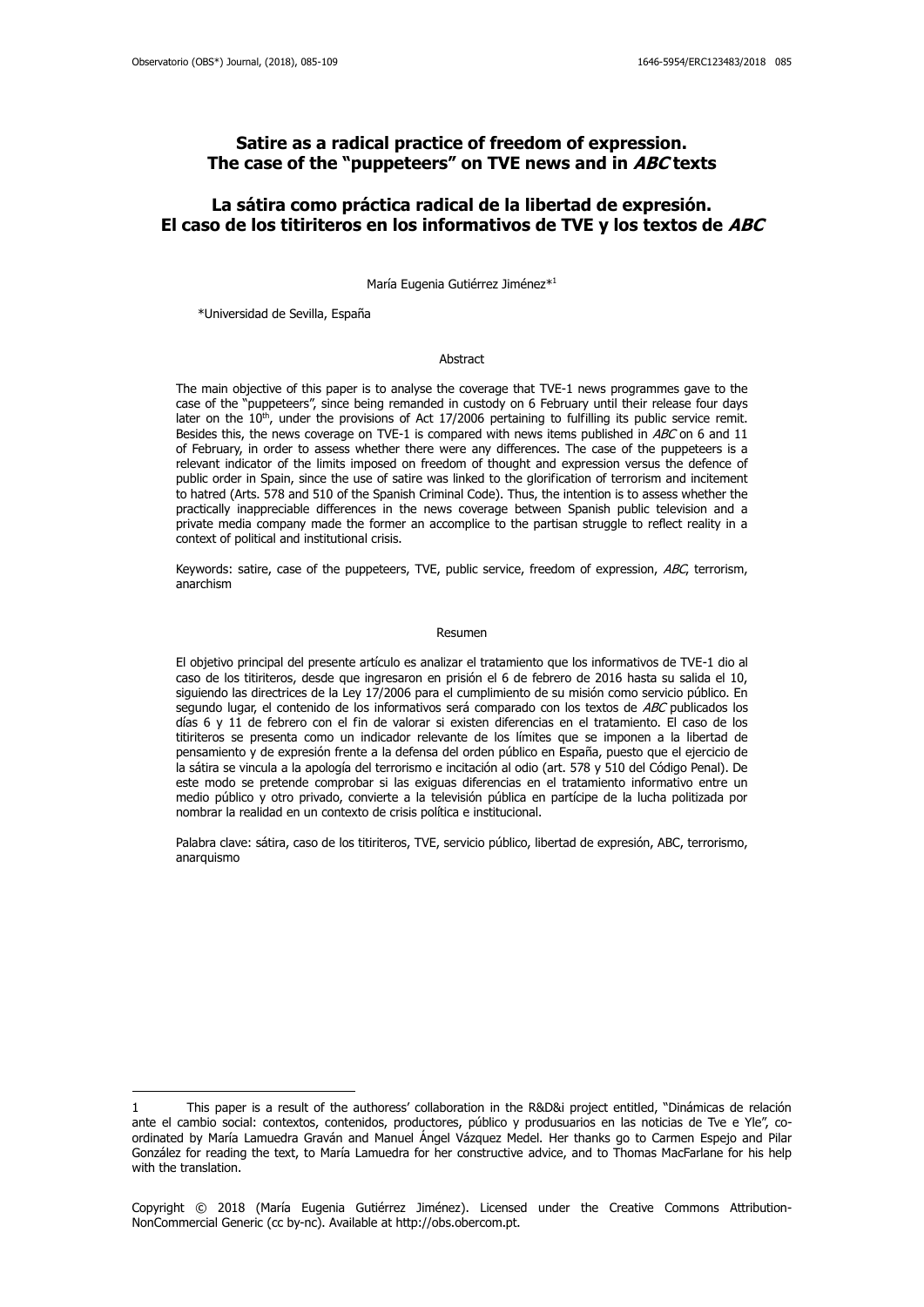# Satire as a radical practice of freedom of expression. The case of the "puppeteers" on TVE news and in *ABC* texts

# La sátira como práctica radical de la libertad de expresión. El caso de los titiriteros en los informativos de TVE y los textos de *ABC*

María Eugenia Gutiérrez Jiménez*[1]

*Universidad de Sevilla, España

## Abstract

The main objective of this paper is to analyse the coverage that TVE-1 news programmes gave to the case of the "puppeteers", since being remanded in custody on 6 February until their release four days later on the 10th, under the provisions of Act 17/2006 pertaining to fulfilling its public service remit. Besides this, the news coverage on TVE-1 is compared with news items published in *ABC* on 6 and 11 of February, in order to assess whether there were any differences. The case of the puppeteers is a relevant indicator of the limits imposed on freedom of thought and expression versus the defence of public order in Spain, since the use of satire was linked to the glorification of terrorism and incitement to hatred (Arts. 578 and 510 of the Spanish Criminal Code). Thus, the intention is to assess whether the practically inappreciable differences in the news coverage between Spanish public television and a private media company made the former an accomplice to the partisan struggle to reflect reality in a context of political and institutional crisis.

Keywords: satire, case of the puppeteers, TVE, public service, freedom of expression, *ABC*, terrorism, anarchism

## Resumen

El objetivo principal del presente artículo es analizar el tratamiento que los informativos de TVE-1 dio al caso de los titiriteros, desde que ingresaron en prisión el 6 de febrero de 2016 hasta su salida el 10, siguiendo las directrices de la Ley 17/2006 para el cumplimiento de su misión como servicio público. En segundo lugar, el contenido de los informativos será comparado con los textos de *ABC* publicados los días 6 y 11 de febrero con el fin de valorar si existen diferencias en el tratamiento. El caso de los titiriteros se presenta como un indicador relevante de los límites que se imponen a la libertad de pensamiento y de expresión frente a la defensa del orden público en España, puesto que el ejercicio de la sátira se vincula a la apología del terrorismo e incitación al odio (art. 578 y 510 del Código Penal). De este modo se pretende comprobar si las exiguas diferencias en el tratamiento informativo entre un medio público y otro privado, convierte a la televisión pública en partícipe de la lucha politizada por nombrar la realidad en un contexto de crisis política e institucional.

Palabra clave: sátira, caso de los titiriteros, TVE, servicio público, libertad de expresión, ABC, terrorismo, anarquismo

---

[1] This paper is a result of the authoress' collaboration in the R&D&i project entitled, "Dinámicas de relación ante el cambio social: contextos, contenidos, productores, público y produsuarios en las noticias de Tve e Yle", co-ordinated by María Lamuedra Graván and Manuel Ángel Vázquez Medel. Her thanks go to Carmen Espejo and Pilar González for reading the text, to María Lamuedra for her constructive advice, and to Thomas MacFarlane for his help with the translation.

Copyright © 2018 (María Eugenia Gutiérrez Jiménez). Licensed under the Creative Commons Attribution-NonCommercial Generic (cc by-nc). Available at http://obs.obercom.pt.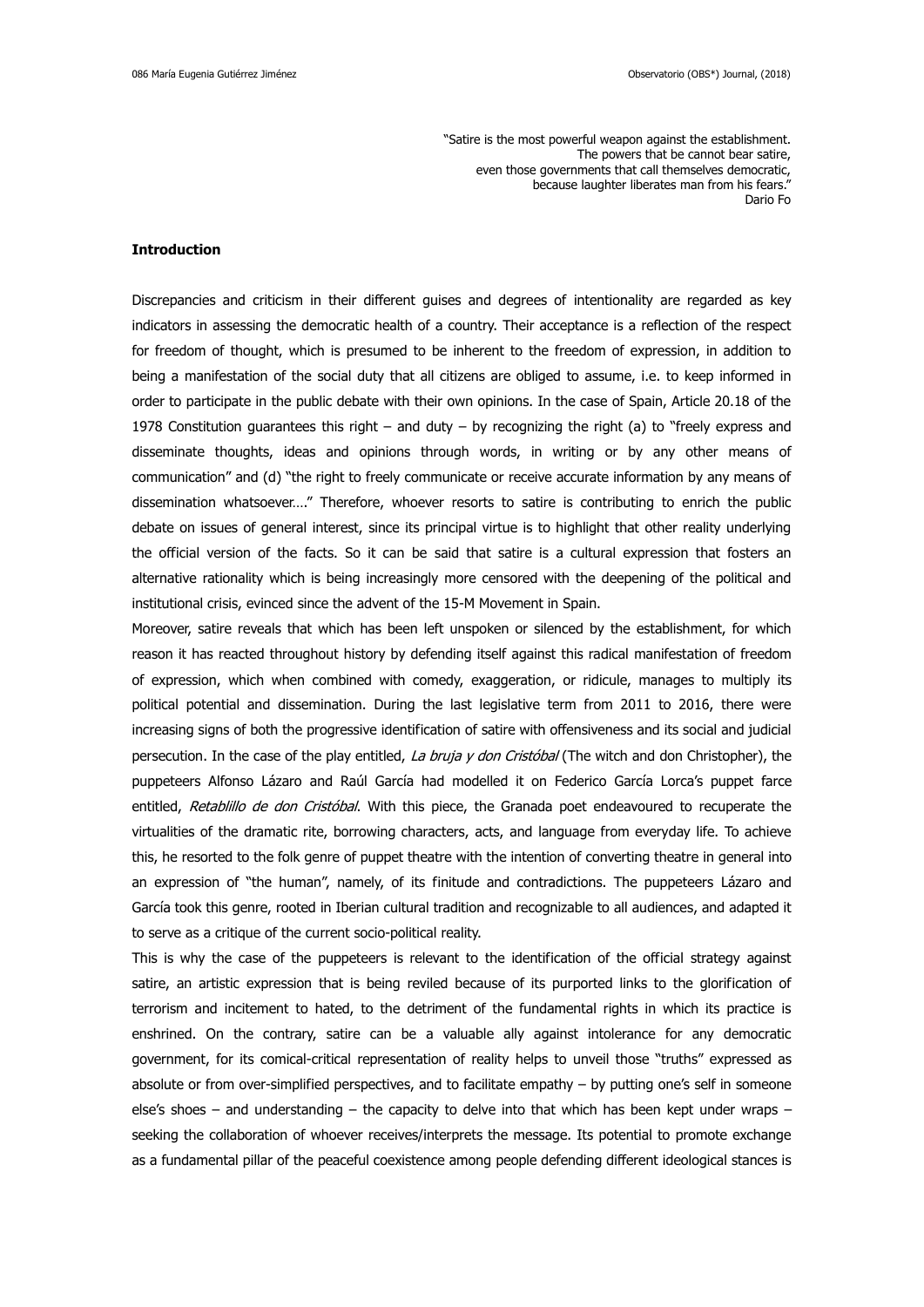"Satire is the most powerful weapon against the establishment.
The powers that be cannot bear satire,
even those governments that call themselves democratic,
because laughter liberates man from his fears."
Dario Fo

**Introduction**

Discrepancies and criticism in their different guises and degrees of intentionality are regarded as key indicators in assessing the democratic health of a country. Their acceptance is a reflection of the respect for freedom of thought, which is presumed to be inherent to the freedom of expression, in addition to being a manifestation of the social duty that all citizens are obliged to assume, i.e. to keep informed in order to participate in the public debate with their own opinions. In the case of Spain, Article 20.18 of the 1978 Constitution guarantees this right – and duty – by recognizing the right (a) to "freely express and disseminate thoughts, ideas and opinions through words, in writing or by any other means of communication" and (d) "the right to freely communicate or receive accurate information by any means of dissemination whatsoever…." Therefore, whoever resorts to satire is contributing to enrich the public debate on issues of general interest, since its principal virtue is to highlight that other reality underlying the official version of the facts. So it can be said that satire is a cultural expression that fosters an alternative rationality which is being increasingly more censored with the deepening of the political and institutional crisis, evinced since the advent of the 15-M Movement in Spain.

Moreover, satire reveals that which has been left unspoken or silenced by the establishment, for which reason it has reacted throughout history by defending itself against this radical manifestation of freedom of expression, which when combined with comedy, exaggeration, or ridicule, manages to multiply its political potential and dissemination. During the last legislative term from 2011 to 2016, there were increasing signs of both the progressive identification of satire with offensiveness and its social and judicial persecution. In the case of the play entitled, *La bruja y don Cristóbal* (The witch and don Christopher), the puppeteers Alfonso Lázaro and Raúl García had modelled it on Federico García Lorca's puppet farce entitled, *Retablillo de don Cristóbal*. With this piece, the Granada poet endeavoured to recuperate the virtualities of the dramatic rite, borrowing characters, acts, and language from everyday life. To achieve this, he resorted to the folk genre of puppet theatre with the intention of converting theatre in general into an expression of "the human", namely, of its finitude and contradictions. The puppeteers Lázaro and García took this genre, rooted in Iberian cultural tradition and recognizable to all audiences, and adapted it to serve as a critique of the current socio-political reality.

This is why the case of the puppeteers is relevant to the identification of the official strategy against satire, an artistic expression that is being reviled because of its purported links to the glorification of terrorism and incitement to hated, to the detriment of the fundamental rights in which its practice is enshrined. On the contrary, satire can be a valuable ally against intolerance for any democratic government, for its comical-critical representation of reality helps to unveil those "truths" expressed as absolute or from over-simplified perspectives, and to facilitate empathy – by putting one's self in someone else's shoes – and understanding – the capacity to delve into that which has been kept under wraps – seeking the collaboration of whoever receives/interprets the message. Its potential to promote exchange as a fundamental pillar of the peaceful coexistence among people defending different ideological stances is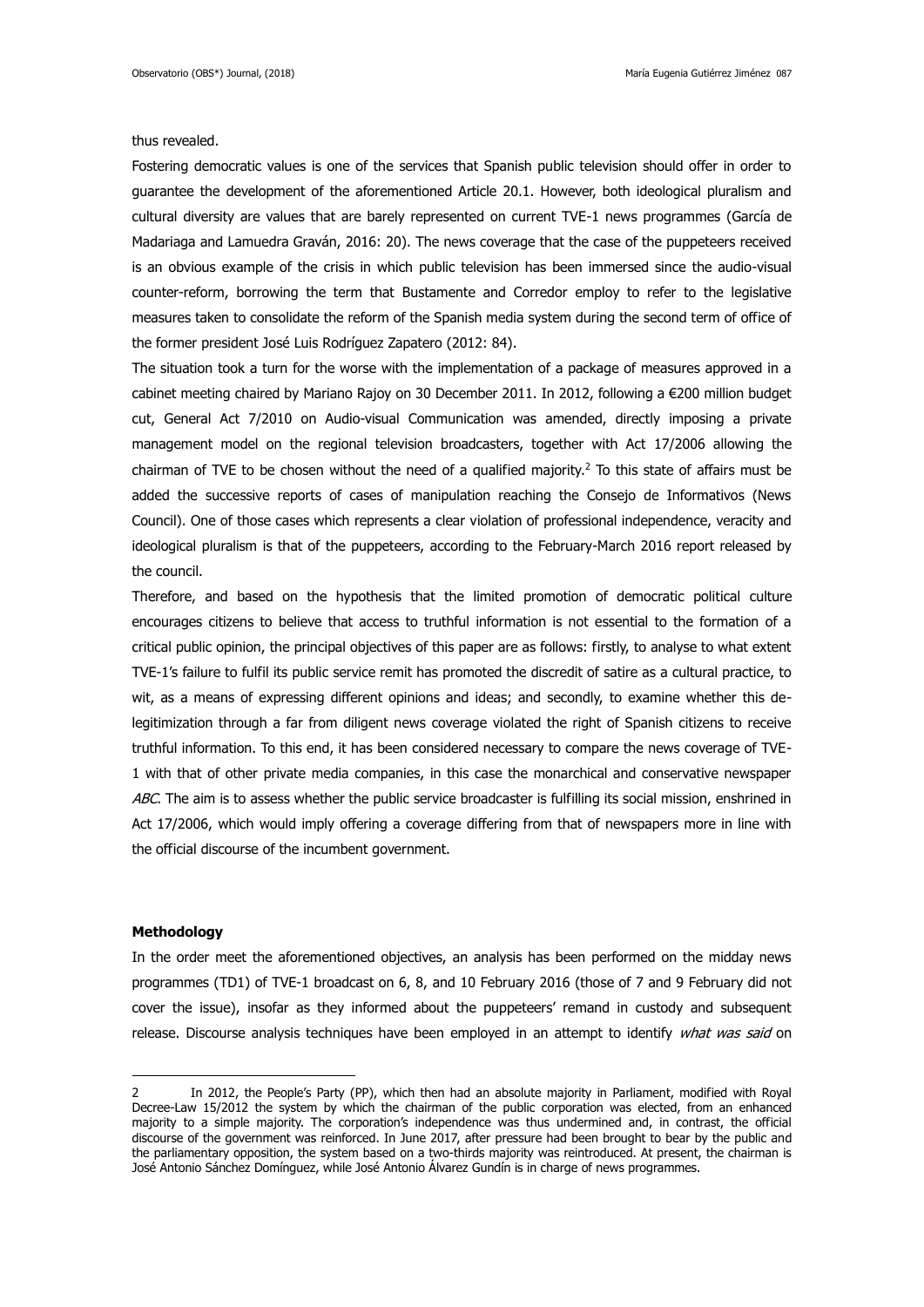thus revealed.

Fostering democratic values is one of the services that Spanish public television should offer in order to guarantee the development of the aforementioned Article 20.1. However, both ideological pluralism and cultural diversity are values that are barely represented on current TVE-1 news programmes (García de Madariaga and Lamuedra Graván, 2016: 20). The news coverage that the case of the puppeteers received is an obvious example of the crisis in which public television has been immersed since the audio-visual counter-reform, borrowing the term that Bustamente and Corredor employ to refer to the legislative measures taken to consolidate the reform of the Spanish media system during the second term of office of the former president José Luis Rodríguez Zapatero (2012: 84).

The situation took a turn for the worse with the implementation of a package of measures approved in a cabinet meeting chaired by Mariano Rajoy on 30 December 2011. In 2012, following a €200 million budget cut, General Act 7/2010 on Audio-visual Communication was amended, directly imposing a private management model on the regional television broadcasters, together with Act 17/2006 allowing the chairman of TVE to be chosen without the need of a qualified majority.[2] To this state of affairs must be added the successive reports of cases of manipulation reaching the Consejo de Informativos (News Council). One of those cases which represents a clear violation of professional independence, veracity and ideological pluralism is that of the puppeteers, according to the February-March 2016 report released by the council.

Therefore, and based on the hypothesis that the limited promotion of democratic political culture encourages citizens to believe that access to truthful information is not essential to the formation of a critical public opinion, the principal objectives of this paper are as follows: firstly, to analyse to what extent TVE-1's failure to fulfil its public service remit has promoted the discredit of satire as a cultural practice, to wit, as a means of expressing different opinions and ideas; and secondly, to examine whether this de-legitimization through a far from diligent news coverage violated the right of Spanish citizens to receive truthful information. To this end, it has been considered necessary to compare the news coverage of TVE-1 with that of other private media companies, in this case the monarchical and conservative newspaper *ABC*. The aim is to assess whether the public service broadcaster is fulfilling its social mission, enshrined in Act 17/2006, which would imply offering a coverage differing from that of newspapers more in line with the official discourse of the incumbent government.

## Methodology

In the order meet the aforementioned objectives, an analysis has been performed on the midday news programmes (TD1) of TVE-1 broadcast on 6, 8, and 10 February 2016 (those of 7 and 9 February did not cover the issue), insofar as they informed about the puppeteers' remand in custody and subsequent release. Discourse analysis techniques have been employed in an attempt to identify *what was said* on

---

2 In 2012, the People's Party (PP), which then had an absolute majority in Parliament, modified with Royal Decree-Law 15/2012 the system by which the chairman of the public corporation was elected, from an enhanced majority to a simple majority. The corporation's independence was thus undermined and, in contrast, the official discourse of the government was reinforced. In June 2017, after pressure had been brought to bear by the public and the parliamentary opposition, the system based on a two-thirds majority was reintroduced. At present, the chairman is José Antonio Sánchez Domínguez, while José Antonio Álvarez Gundín is in charge of news programmes.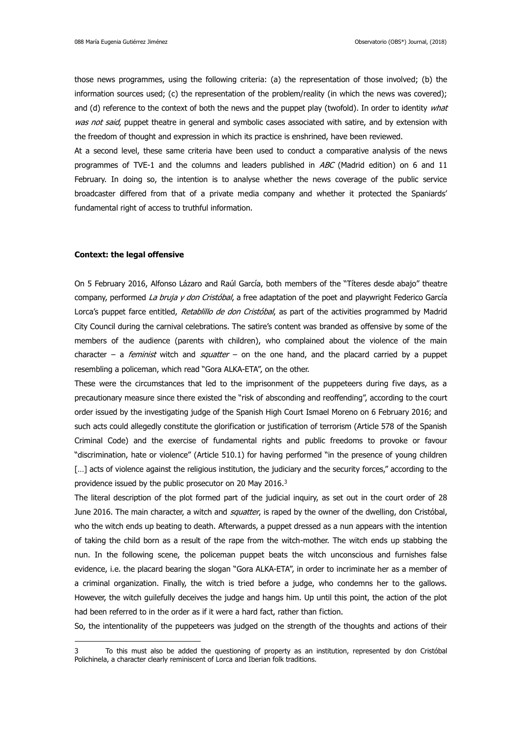those news programmes, using the following criteria: (a) the representation of those involved; (b) the information sources used; (c) the representation of the problem/reality (in which the news was covered); and (d) reference to the context of both the news and the puppet play (twofold). In order to identity *what was not said*, puppet theatre in general and symbolic cases associated with satire, and by extension with the freedom of thought and expression in which its practice is enshrined, have been reviewed.

At a second level, these same criteria have been used to conduct a comparative analysis of the news programmes of TVE-1 and the columns and leaders published in *ABC* (Madrid edition) on 6 and 11 February. In doing so, the intention is to analyse whether the news coverage of the public service broadcaster differed from that of a private media company and whether it protected the Spaniards' fundamental right of access to truthful information.

**Context: the legal offensive**

On 5 February 2016, Alfonso Lázaro and Raúl García, both members of the "Títeres desde abajo" theatre company, performed *La bruja y don Cristóbal*, a free adaptation of the poet and playwright Federico García Lorca's puppet farce entitled, *Retablillo de don Cristóbal*, as part of the activities programmed by Madrid City Council during the carnival celebrations. The satire's content was branded as offensive by some of the members of the audience (parents with children), who complained about the violence of the main character – a *feminist* witch and *squatter* – on the one hand, and the placard carried by a puppet resembling a policeman, which read "Gora ALKA-ETA", on the other.

These were the circumstances that led to the imprisonment of the puppeteers during five days, as a precautionary measure since there existed the "risk of absconding and reoffending", according to the court order issued by the investigating judge of the Spanish High Court Ismael Moreno on 6 February 2016; and such acts could allegedly constitute the glorification or justification of terrorism (Article 578 of the Spanish Criminal Code) and the exercise of fundamental rights and public freedoms to provoke or favour "discrimination, hate or violence" (Article 510.1) for having performed "in the presence of young children [...] acts of violence against the religious institution, the judiciary and the security forces," according to the providence issued by the public prosecutor on 20 May 2016.[3]

The literal description of the plot formed part of the judicial inquiry, as set out in the court order of 28 June 2016. The main character, a witch and *squatter*, is raped by the owner of the dwelling, don Cristóbal, who the witch ends up beating to death. Afterwards, a puppet dressed as a nun appears with the intention of taking the child born as a result of the rape from the witch-mother. The witch ends up stabbing the nun. In the following scene, the policeman puppet beats the witch unconscious and furnishes false evidence, i.e. the placard bearing the slogan "Gora ALKA-ETA", in order to incriminate her as a member of a criminal organization. Finally, the witch is tried before a judge, who condemns her to the gallows. However, the witch guilefully deceives the judge and hangs him. Up until this point, the action of the plot had been referred to in the order as if it were a hard fact, rather than fiction.

So, the intentionality of the puppeteers was judged on the strength of the thoughts and actions of their

3 To this must also be added the questioning of property as an institution, represented by don Cristóbal Polichinela, a character clearly reminiscent of Lorca and Iberian folk traditions.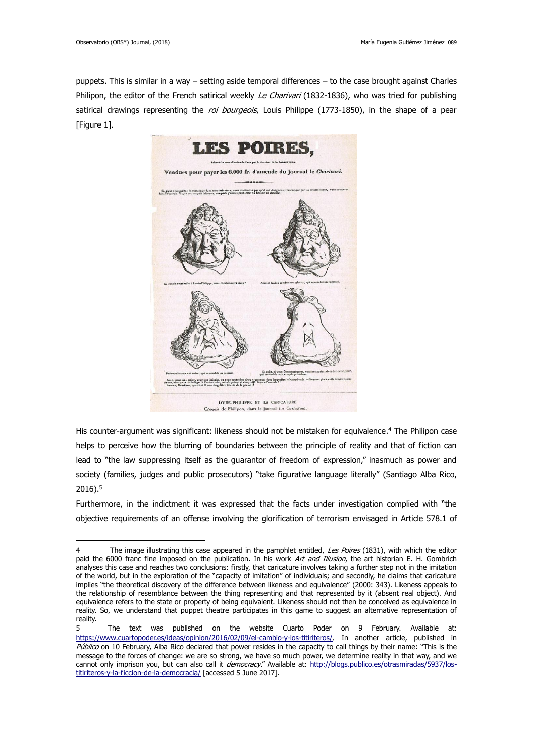puppets. This is similar in a way – setting aside temporal differences – to the case brought against Charles Philipon, the editor of the French satirical weekly *Le Charivari* (1832-1836), who was tried for publishing satirical drawings representing the *roi bourgeois*, Louis Philippe (1773-1850), in the shape of a pear [Figure 1].

His counter-argument was significant: likeness should not be mistaken for equivalence.[4] The Philipon case helps to perceive how the blurring of boundaries between the principle of reality and that of fiction can lead to "the law suppressing itself as the guarantor of freedom of expression," inasmuch as power and society (families, judges and public prosecutors) "take figurative language literally" (Santiago Alba Rico, 2016).[5]

Furthermore, in the indictment it was expressed that the facts under investigation complied with "the objective requirements of an offense involving the glorification of terrorism envisaged in Article 578.1 of

---

4 The image illustrating this case appeared in the pamphlet entitled, *Les Poires* (1831), with which the editor paid the 6000 franc fine imposed on the publication. In his work *Art and Illusion*, the art historian E. H. Gombrich analyses this case and reaches two conclusions: firstly, that caricature involves taking a further step not in the imitation of the world, but in the exploration of the "capacity of imitation" of individuals; and secondly, he claims that caricature implies "the theoretical discovery of the difference between likeness and equivalence" (2000: 343). Likeness appeals to the relationship of resemblance between the thing representing and that represented by it (absent real object). And equivalence refers to the state or property of being equivalent. Likeness should not then be conceived as equivalence in reality. So, we understand that puppet theatre participates in this game to suggest an alternative representation of reality.

5 The text was published on the website Cuarto Poder on 9 February. Available at: https://www.cuartopoder.es/ideas/opinion/2016/02/09/el-cambio-y-los-titiriteros/. In another article, published in *Público* on 10 February, Alba Rico declared that power resides in the capacity to call things by their name: "This is the message to the forces of change: we are so strong, we have so much power, we determine reality in that way, and we cannot only imprison you, but can also call it *democracy*." Available at: http://blogs.publico.es/otrasmiradas/5937/los-titiriteros-y-la-ficcion-de-la-democracia/ [accessed 5 June 2017].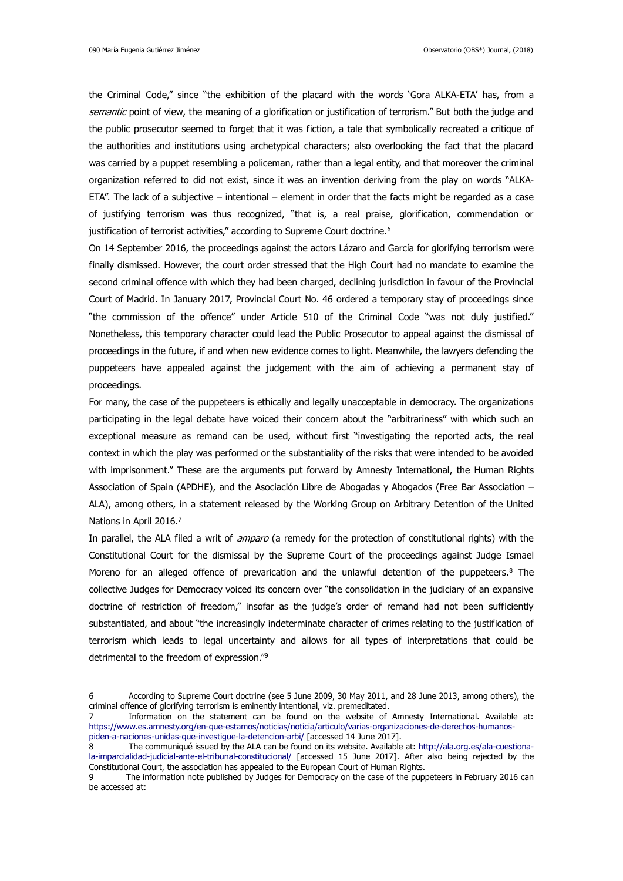the Criminal Code," since "the exhibition of the placard with the words 'Gora ALKA-ETA' has, from a *semantic* point of view, the meaning of a glorification or justification of terrorism." But both the judge and the public prosecutor seemed to forget that it was fiction, a tale that symbolically recreated a critique of the authorities and institutions using archetypical characters; also overlooking the fact that the placard was carried by a puppet resembling a policeman, rather than a legal entity, and that moreover the criminal organization referred to did not exist, since it was an invention deriving from the play on words "ALKA-ETA". The lack of a subjective – intentional – element in order that the facts might be regarded as a case of justifying terrorism was thus recognized, "that is, a real praise, glorification, commendation or justification of terrorist activities," according to Supreme Court doctrine.[6]

On 14 September 2016, the proceedings against the actors Lázaro and García for glorifying terrorism were finally dismissed. However, the court order stressed that the High Court had no mandate to examine the second criminal offence with which they had been charged, declining jurisdiction in favour of the Provincial Court of Madrid. In January 2017, Provincial Court No. 46 ordered a temporary stay of proceedings since "the commission of the offence" under Article 510 of the Criminal Code "was not duly justified." Nonetheless, this temporary character could lead the Public Prosecutor to appeal against the dismissal of proceedings in the future, if and when new evidence comes to light. Meanwhile, the lawyers defending the puppeteers have appealed against the judgement with the aim of achieving a permanent stay of proceedings.

For many, the case of the puppeteers is ethically and legally unacceptable in democracy. The organizations participating in the legal debate have voiced their concern about the "arbitrariness" with which such an exceptional measure as remand can be used, without first "investigating the reported acts, the real context in which the play was performed or the substantiality of the risks that were intended to be avoided with imprisonment." These are the arguments put forward by Amnesty International, the Human Rights Association of Spain (APDHE), and the Asociación Libre de Abogadas y Abogados (Free Bar Association – ALA), among others, in a statement released by the Working Group on Arbitrary Detention of the United Nations in April 2016.[7]

In parallel, the ALA filed a writ of *amparo* (a remedy for the protection of constitutional rights) with the Constitutional Court for the dismissal by the Supreme Court of the proceedings against Judge Ismael Moreno for an alleged offence of prevarication and the unlawful detention of the puppeteers.[8] The collective Judges for Democracy voiced its concern over "the consolidation in the judiciary of an expansive doctrine of restriction of freedom," insofar as the judge's order of remand had not been sufficiently substantiated, and about "the increasingly indeterminate character of crimes relating to the justification of terrorism which leads to legal uncertainty and allows for all types of interpretations that could be detrimental to the freedom of expression."[9]

---

6 According to Supreme Court doctrine (see 5 June 2009, 30 May 2011, and 28 June 2013, among others), the criminal offence of glorifying terrorism is eminently intentional, viz. premeditated.

7 Information on the statement can be found on the website of Amnesty International. Available at: https://www.es.amnesty.org/en-que-estamos/noticias/noticia/articulo/varias-organizaciones-de-derechos-humanos-piden-a-naciones-unidas-que-investigue-la-detencion-arbi/ [accessed 14 June 2017].

8 The communiqué issued by the ALA can be found on its website. Available at: http://ala.org.es/ala-cuestiona-la-imparcialidad-judicial-ante-el-tribunal-constitucional/ [accessed 15 June 2017]. After also being rejected by the Constitutional Court, the association has appealed to the European Court of Human Rights.

9 The information note published by Judges for Democracy on the case of the puppeteers in February 2016 can be accessed at: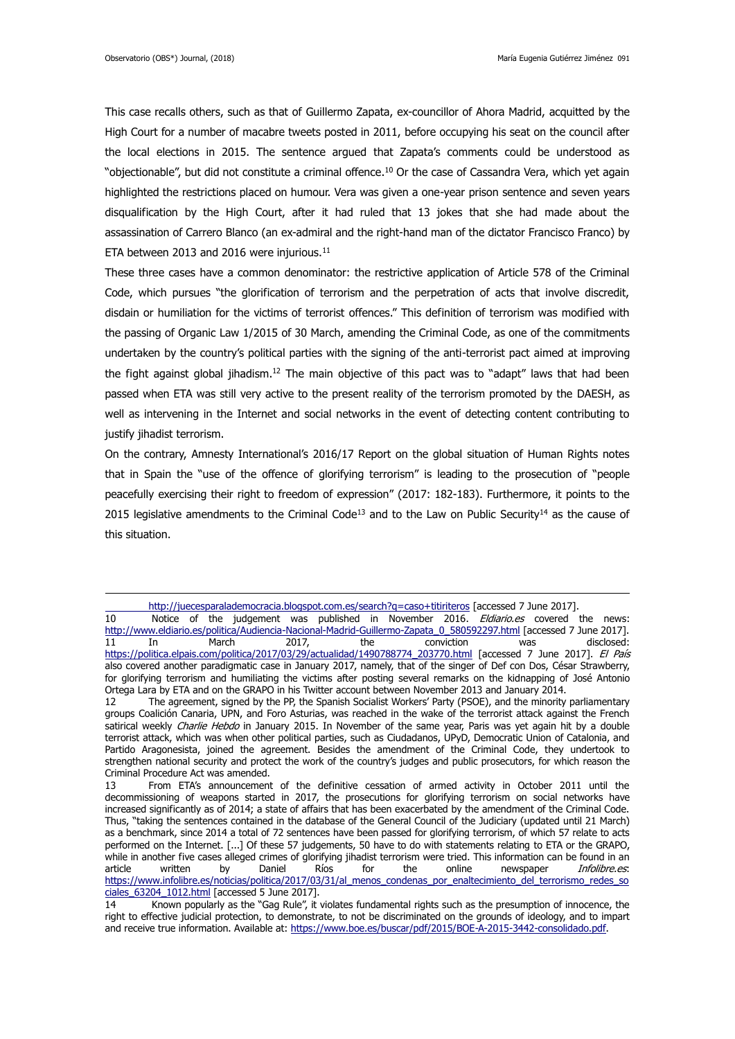This case recalls others, such as that of Guillermo Zapata, ex-councillor of Ahora Madrid, acquitted by the High Court for a number of macabre tweets posted in 2011, before occupying his seat on the council after the local elections in 2015. The sentence argued that Zapata's comments could be understood as "objectionable", but did not constitute a criminal offence.[10] Or the case of Cassandra Vera, which yet again highlighted the restrictions placed on humour. Vera was given a one-year prison sentence and seven years disqualification by the High Court, after it had ruled that 13 jokes that she had made about the assassination of Carrero Blanco (an ex-admiral and the right-hand man of the dictator Francisco Franco) by ETA between 2013 and 2016 were injurious.[11]

These three cases have a common denominator: the restrictive application of Article 578 of the Criminal Code, which pursues "the glorification of terrorism and the perpetration of acts that involve discredit, disdain or humiliation for the victims of terrorist offences." This definition of terrorism was modified with the passing of Organic Law 1/2015 of 30 March, amending the Criminal Code, as one of the commitments undertaken by the country's political parties with the signing of the anti-terrorist pact aimed at improving the fight against global jihadism.[12] The main objective of this pact was to "adapt" laws that had been passed when ETA was still very active to the present reality of the terrorism promoted by the DAESH, as well as intervening in the Internet and social networks in the event of detecting content contributing to justify jihadist terrorism.

On the contrary, Amnesty International's 2016/17 Report on the global situation of Human Rights notes that in Spain the "use of the offence of glorifying terrorism" is leading to the prosecution of "people peacefully exercising their right to freedom of expression" (2017: 182-183). Furthermore, it points to the 2015 legislative amendments to the Criminal Code[13] and to the Law on Public Security[14] as the cause of this situation.

---

http://juecesparalademocracia.blogspot.com.es/search?q=caso+titiriteros [accessed 7 June 2017].

10 Notice of the judgement was published in November 2016. *Eldiario.es* covered the news: http://www.eldiario.es/politica/Audiencia-Nacional-Madrid-Guillermo-Zapata_0_580592297.html [accessed 7 June 2017].

11 In March 2017, the conviction was disclosed: https://politica.elpais.com/politica/2017/03/29/actualidad/1490788774_203770.html [accessed 7 June 2017]. *El País* also covered another paradigmatic case in January 2017, namely, that of the singer of Def con Dos, César Strawberry, for glorifying terrorism and humiliating the victims after posting several remarks on the kidnapping of José Antonio Ortega Lara by ETA and on the GRAPO in his Twitter account between November 2013 and January 2014.

12 The agreement, signed by the PP, the Spanish Socialist Workers' Party (PSOE), and the minority parliamentary groups Coalición Canaria, UPN, and Foro Asturias, was reached in the wake of the terrorist attack against the French satirical weekly *Charlie Hebdo* in January 2015. In November of the same year, Paris was yet again hit by a double terrorist attack, which was when other political parties, such as Ciudadanos, UPyD, Democratic Union of Catalonia, and Partido Aragonesista, joined the agreement. Besides the amendment of the Criminal Code, they undertook to strengthen national security and protect the work of the country's judges and public prosecutors, for which reason the Criminal Procedure Act was amended.

13 From ETA's announcement of the definitive cessation of armed activity in October 2011 until the decommissioning of weapons started in 2017, the prosecutions for glorifying terrorism on social networks have increased significantly as of 2014; a state of affairs that has been exacerbated by the amendment of the Criminal Code. Thus, "taking the sentences contained in the database of the General Council of the Judiciary (updated until 21 March) as a benchmark, since 2014 a total of 72 sentences have been passed for glorifying terrorism, of which 57 relate to acts performed on the Internet. [...] Of these 57 judgements, 50 have to do with statements relating to ETA or the GRAPO, while in another five cases alleged crimes of glorifying jihadist terrorism were tried. This information can be found in an article written by Daniel Ríos for the online newspaper *Infolibre.es*: https://www.infolibre.es/noticias/politica/2017/03/31/al_menos_condenas_por_enaltecimiento_del_terrorismo_redes_sociales_63204_1012.html [accessed 5 June 2017].

14 Known popularly as the "Gag Rule", it violates fundamental rights such as the presumption of innocence, the right to effective judicial protection, to demonstrate, to not be discriminated on the grounds of ideology, and to impart and receive true information. Available at: https://www.boe.es/buscar/pdf/2015/BOE-A-2015-3442-consolidado.pdf.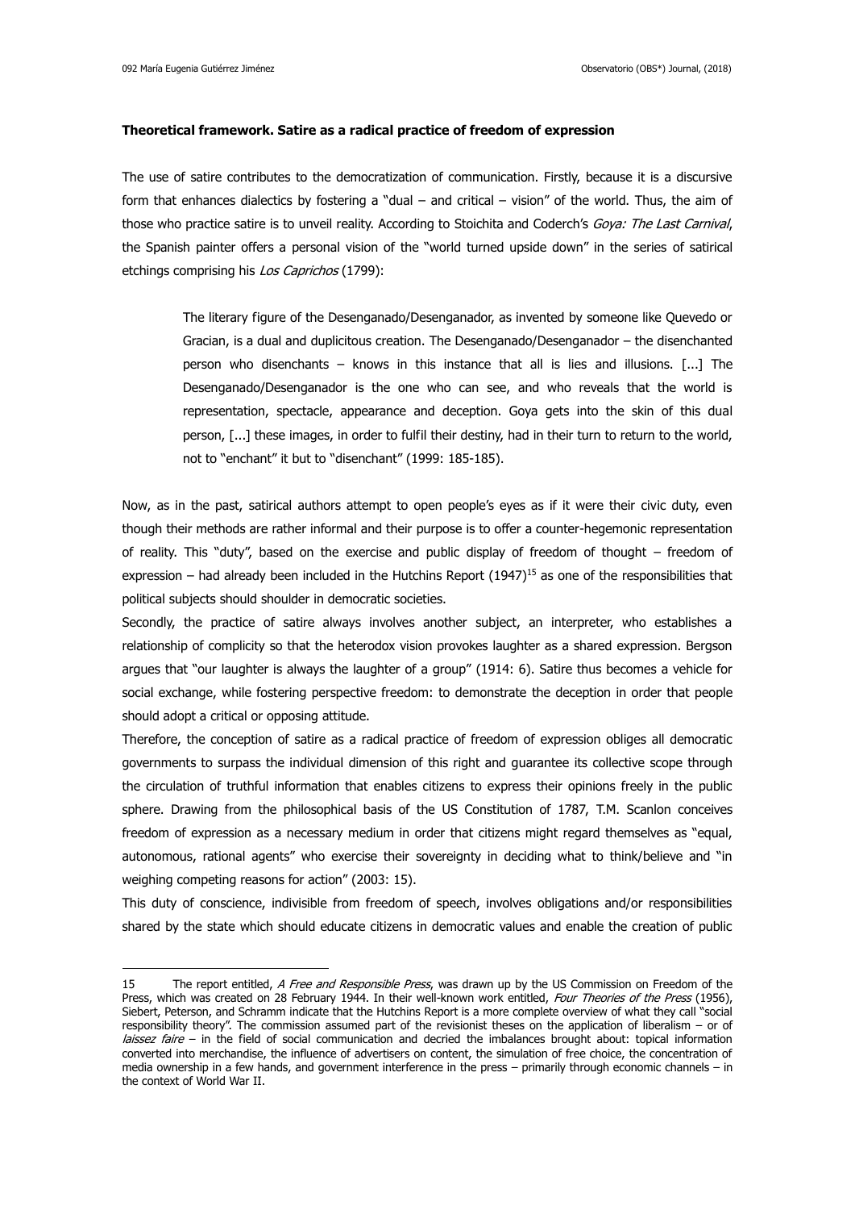**Theoretical framework. Satire as a radical practice of freedom of expression**

The use of satire contributes to the democratization of communication. Firstly, because it is a discursive form that enhances dialectics by fostering a "dual – and critical – vision" of the world. Thus, the aim of those who practice satire is to unveil reality. According to Stoichita and Coderch's *Goya: The Last Carnival*, the Spanish painter offers a personal vision of the "world turned upside down" in the series of satirical etchings comprising his *Los Caprichos* (1799):

> The literary figure of the Desenganado/Desenganador, as invented by someone like Quevedo or Gracian, is a dual and duplicitous creation. The Desenganado/Desenganador – the disenchanted person who disenchants – knows in this instance that all is lies and illusions. [...] The Desenganado/Desenganador is the one who can see, and who reveals that the world is representation, spectacle, appearance and deception. Goya gets into the skin of this dual person, [...] these images, in order to fulfil their destiny, had in their turn to return to the world, not to "enchant" it but to "disenchant" (1999: 185-185).

Now, as in the past, satirical authors attempt to open people's eyes as if it were their civic duty, even though their methods are rather informal and their purpose is to offer a counter-hegemonic representation of reality. This "duty", based on the exercise and public display of freedom of thought – freedom of expression – had already been included in the Hutchins Report (1947)[15] as one of the responsibilities that political subjects should shoulder in democratic societies.

Secondly, the practice of satire always involves another subject, an interpreter, who establishes a relationship of complicity so that the heterodox vision provokes laughter as a shared expression. Bergson argues that "our laughter is always the laughter of a group" (1914: 6). Satire thus becomes a vehicle for social exchange, while fostering perspective freedom: to demonstrate the deception in order that people should adopt a critical or opposing attitude.

Therefore, the conception of satire as a radical practice of freedom of expression obliges all democratic governments to surpass the individual dimension of this right and guarantee its collective scope through the circulation of truthful information that enables citizens to express their opinions freely in the public sphere. Drawing from the philosophical basis of the US Constitution of 1787, T.M. Scanlon conceives freedom of expression as a necessary medium in order that citizens might regard themselves as "equal, autonomous, rational agents" who exercise their sovereignty in deciding what to think/believe and "in weighing competing reasons for action" (2003: 15).

This duty of conscience, indivisible from freedom of speech, involves obligations and/or responsibilities shared by the state which should educate citizens in democratic values and enable the creation of public

---

15 The report entitled, *A Free and Responsible Press*, was drawn up by the US Commission on Freedom of the Press, which was created on 28 February 1944. In their well-known work entitled, *Four Theories of the Press* (1956), Siebert, Peterson, and Schramm indicate that the Hutchins Report is a more complete overview of what they call "social responsibility theory". The commission assumed part of the revisionist theses on the application of liberalism – or of *laissez faire* – in the field of social communication and decried the imbalances brought about: topical information converted into merchandise, the influence of advertisers on content, the simulation of free choice, the concentration of media ownership in a few hands, and government interference in the press – primarily through economic channels – in the context of World War II.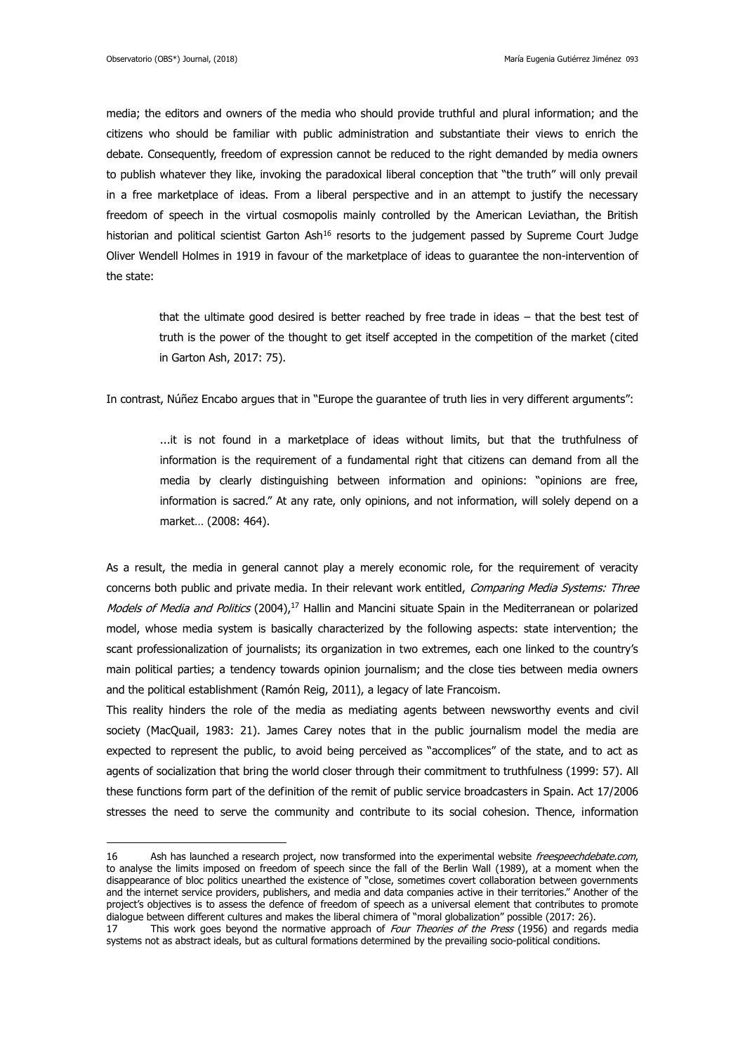media; the editors and owners of the media who should provide truthful and plural information; and the citizens who should be familiar with public administration and substantiate their views to enrich the debate. Consequently, freedom of expression cannot be reduced to the right demanded by media owners to publish whatever they like, invoking the paradoxical liberal conception that "the truth" will only prevail in a free marketplace of ideas. From a liberal perspective and in an attempt to justify the necessary freedom of speech in the virtual cosmopolis mainly controlled by the American Leviathan, the British historian and political scientist Garton Ash[16] resorts to the judgement passed by Supreme Court Judge Oliver Wendell Holmes in 1919 in favour of the marketplace of ideas to guarantee the non-intervention of the state:

> that the ultimate good desired is better reached by free trade in ideas – that the best test of truth is the power of the thought to get itself accepted in the competition of the market (cited in Garton Ash, 2017: 75).

In contrast, Núñez Encabo argues that in "Europe the guarantee of truth lies in very different arguments":

> ...it is not found in a marketplace of ideas without limits, but that the truthfulness of information is the requirement of a fundamental right that citizens can demand from all the media by clearly distinguishing between information and opinions: "opinions are free, information is sacred." At any rate, only opinions, and not information, will solely depend on a market… (2008: 464).

As a result, the media in general cannot play a merely economic role, for the requirement of veracity concerns both public and private media. In their relevant work entitled, *Comparing Media Systems: Three Models of Media and Politics* (2004),[17] Hallin and Mancini situate Spain in the Mediterranean or polarized model, whose media system is basically characterized by the following aspects: state intervention; the scant professionalization of journalists; its organization in two extremes, each one linked to the country's main political parties; a tendency towards opinion journalism; and the close ties between media owners and the political establishment (Ramón Reig, 2011), a legacy of late Francoism.

This reality hinders the role of the media as mediating agents between newsworthy events and civil society (MacQuail, 1983: 21). James Carey notes that in the public journalism model the media are expected to represent the public, to avoid being perceived as "accomplices" of the state, and to act as agents of socialization that bring the world closer through their commitment to truthfulness (1999: 57). All these functions form part of the definition of the remit of public service broadcasters in Spain. Act 17/2006 stresses the need to serve the community and contribute to its social cohesion. Thence, information

---

16 Ash has launched a research project, now transformed into the experimental website *freespeechdebate.com*, to analyse the limits imposed on freedom of speech since the fall of the Berlin Wall (1989), at a moment when the disappearance of bloc politics unearthed the existence of "close, sometimes covert collaboration between governments and the internet service providers, publishers, and media and data companies active in their territories." Another of the project's objectives is to assess the defence of freedom of speech as a universal element that contributes to promote dialogue between different cultures and makes the liberal chimera of "moral globalization" possible (2017: 26).

17 This work goes beyond the normative approach of *Four Theories of the Press* (1956) and regards media systems not as abstract ideals, but as cultural formations determined by the prevailing socio-political conditions.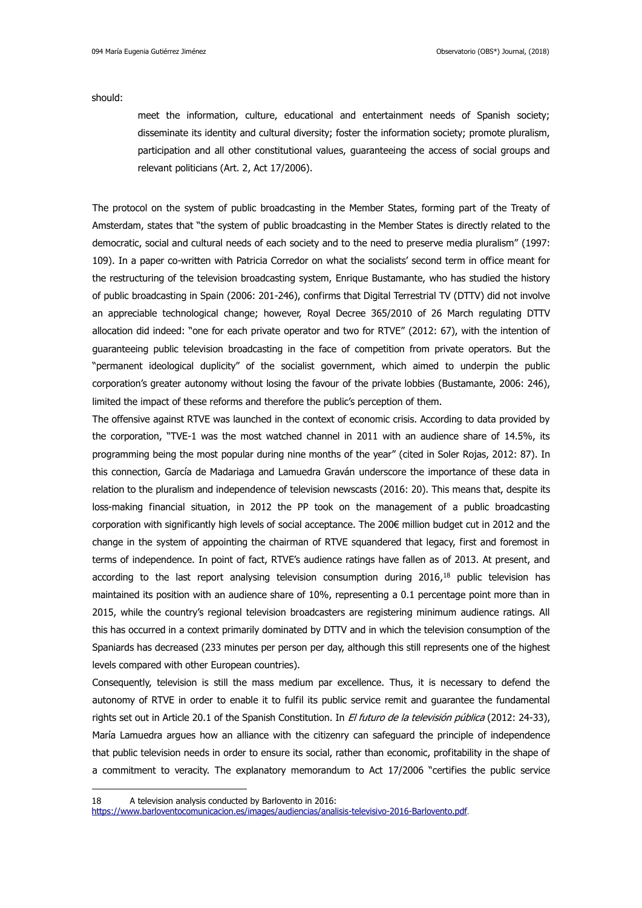should:

> meet the information, culture, educational and entertainment needs of Spanish society; disseminate its identity and cultural diversity; foster the information society; promote pluralism, participation and all other constitutional values, guaranteeing the access of social groups and relevant politicians (Art. 2, Act 17/2006).

The protocol on the system of public broadcasting in the Member States, forming part of the Treaty of Amsterdam, states that "the system of public broadcasting in the Member States is directly related to the democratic, social and cultural needs of each society and to the need to preserve media pluralism" (1997: 109). In a paper co-written with Patricia Corredor on what the socialists' second term in office meant for the restructuring of the television broadcasting system, Enrique Bustamante, who has studied the history of public broadcasting in Spain (2006: 201-246), confirms that Digital Terrestrial TV (DTTV) did not involve an appreciable technological change; however, Royal Decree 365/2010 of 26 March regulating DTTV allocation did indeed: "one for each private operator and two for RTVE" (2012: 67), with the intention of guaranteeing public television broadcasting in the face of competition from private operators. But the "permanent ideological duplicity" of the socialist government, which aimed to underpin the public corporation's greater autonomy without losing the favour of the private lobbies (Bustamante, 2006: 246), limited the impact of these reforms and therefore the public's perception of them.

The offensive against RTVE was launched in the context of economic crisis. According to data provided by the corporation, "TVE-1 was the most watched channel in 2011 with an audience share of 14.5%, its programming being the most popular during nine months of the year" (cited in Soler Rojas, 2012: 87). In this connection, García de Madariaga and Lamuedra Graván underscore the importance of these data in relation to the pluralism and independence of television newscasts (2016: 20). This means that, despite its loss-making financial situation, in 2012 the PP took on the management of a public broadcasting corporation with significantly high levels of social acceptance. The 200€ million budget cut in 2012 and the change in the system of appointing the chairman of RTVE squandered that legacy, first and foremost in terms of independence. In point of fact, RTVE's audience ratings have fallen as of 2013. At present, and according to the last report analysing television consumption during 2016,[18] public television has maintained its position with an audience share of 10%, representing a 0.1 percentage point more than in 2015, while the country's regional television broadcasters are registering minimum audience ratings. All this has occurred in a context primarily dominated by DTTV and in which the television consumption of the Spaniards has decreased (233 minutes per person per day, although this still represents one of the highest levels compared with other European countries).

Consequently, television is still the mass medium par excellence. Thus, it is necessary to defend the autonomy of RTVE in order to enable it to fulfil its public service remit and guarantee the fundamental rights set out in Article 20.1 of the Spanish Constitution. In *El futuro de la televisión pública* (2012: 24-33), María Lamuedra argues how an alliance with the citizenry can safeguard the principle of independence that public television needs in order to ensure its social, rather than economic, profitability in the shape of a commitment to veracity. The explanatory memorandum to Act 17/2006 "certifies the public service

---

18 A television analysis conducted by Barlovento in 2016: https://www.barloventocomunicacion.es/images/audiencias/analisis-televisivo-2016-Barlovento.pdf.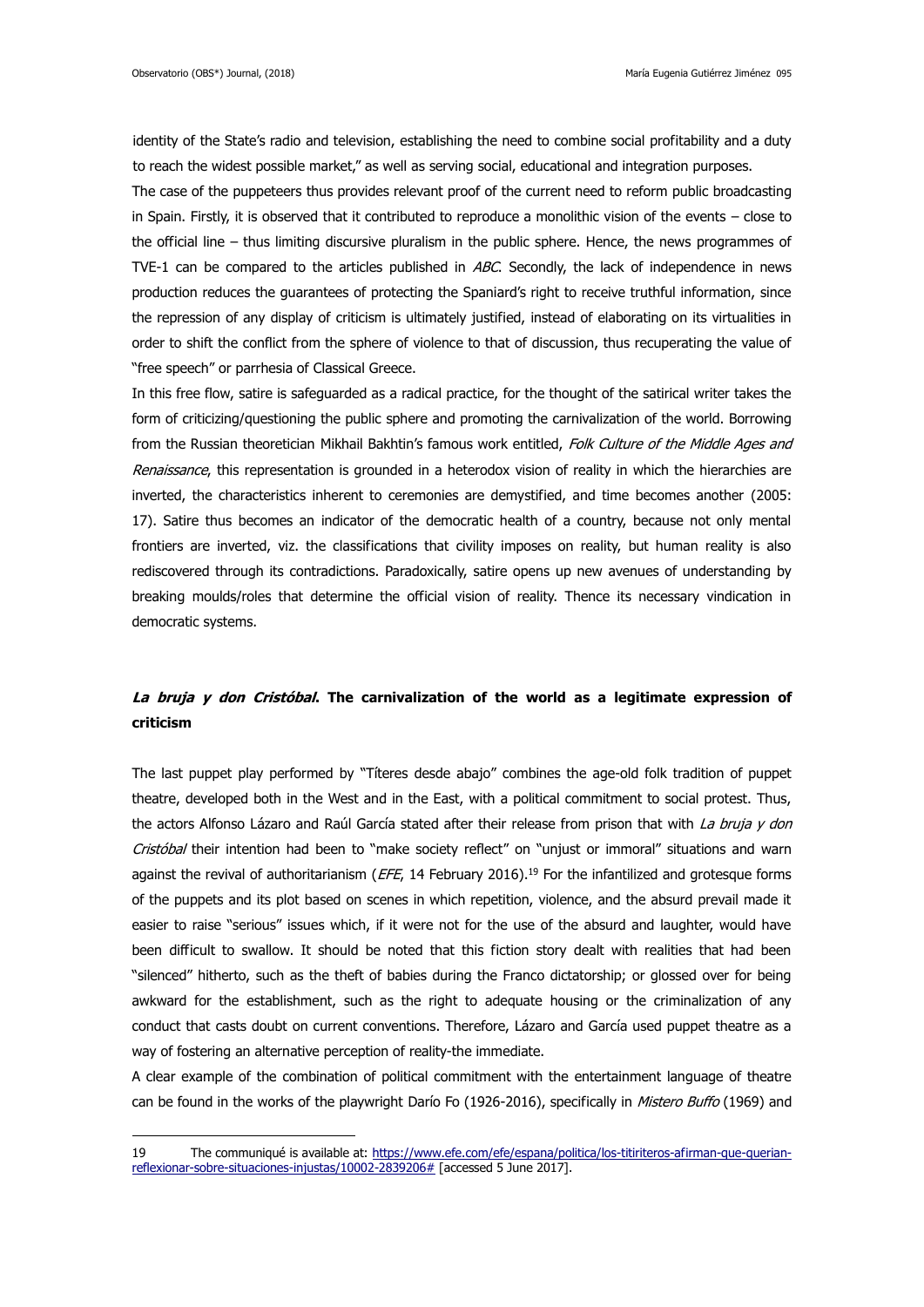identity of the State's radio and television, establishing the need to combine social profitability and a duty to reach the widest possible market," as well as serving social, educational and integration purposes.

The case of the puppeteers thus provides relevant proof of the current need to reform public broadcasting in Spain. Firstly, it is observed that it contributed to reproduce a monolithic vision of the events – close to the official line – thus limiting discursive pluralism in the public sphere. Hence, the news programmes of TVE-1 can be compared to the articles published in *ABC*. Secondly, the lack of independence in news production reduces the guarantees of protecting the Spaniard's right to receive truthful information, since the repression of any display of criticism is ultimately justified, instead of elaborating on its virtualities in order to shift the conflict from the sphere of violence to that of discussion, thus recuperating the value of "free speech" or parrhesia of Classical Greece.

In this free flow, satire is safeguarded as a radical practice, for the thought of the satirical writer takes the form of criticizing/questioning the public sphere and promoting the carnivalization of the world. Borrowing from the Russian theoretician Mikhail Bakhtin's famous work entitled, *Folk Culture of the Middle Ages and Renaissance*, this representation is grounded in a heterodox vision of reality in which the hierarchies are inverted, the characteristics inherent to ceremonies are demystified, and time becomes another (2005: 17). Satire thus becomes an indicator of the democratic health of a country, because not only mental frontiers are inverted, viz. the classifications that civility imposes on reality, but human reality is also rediscovered through its contradictions. Paradoxically, satire opens up new avenues of understanding by breaking moulds/roles that determine the official vision of reality. Thence its necessary vindication in democratic systems.

## *La bruja y don Cristóbal*. The carnivalization of the world as a legitimate expression of criticism

The last puppet play performed by "Títeres desde abajo" combines the age-old folk tradition of puppet theatre, developed both in the West and in the East, with a political commitment to social protest. Thus, the actors Alfonso Lázaro and Raúl García stated after their release from prison that with *La bruja y don Cristóbal* their intention had been to "make society reflect" on "unjust or immoral" situations and warn against the revival of authoritarianism (*EFE*, 14 February 2016).[19] For the infantilized and grotesque forms of the puppets and its plot based on scenes in which repetition, violence, and the absurd prevail made it easier to raise "serious" issues which, if it were not for the use of the absurd and laughter, would have been difficult to swallow. It should be noted that this fiction story dealt with realities that had been "silenced" hitherto, such as the theft of babies during the Franco dictatorship; or glossed over for being awkward for the establishment, such as the right to adequate housing or the criminalization of any conduct that casts doubt on current conventions. Therefore, Lázaro and García used puppet theatre as a way of fostering an alternative perception of reality-the immediate.

A clear example of the combination of political commitment with the entertainment language of theatre can be found in the works of the playwright Darío Fo (1926-2016), specifically in *Mistero Buffo* (1969) and

---

19 The communiqué is available at: https://www.efe.com/efe/espana/politica/los-titiriteros-afirman-que-querian-reflexionar-sobre-situaciones-injustas/10002-2839206# [accessed 5 June 2017].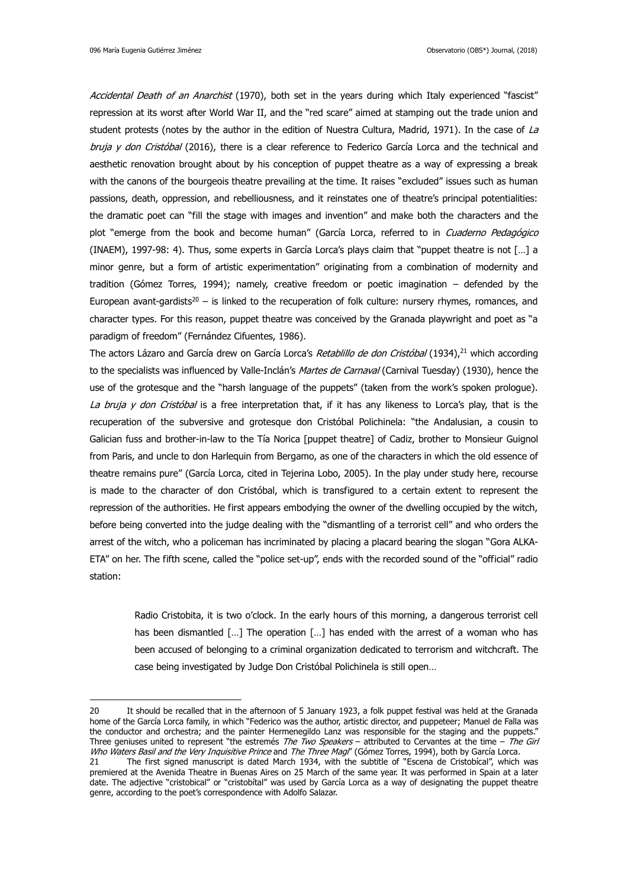*Accidental Death of an Anarchist* (1970), both set in the years during which Italy experienced "fascist" repression at its worst after World War II, and the "red scare" aimed at stamping out the trade union and student protests (notes by the author in the edition of Nuestra Cultura, Madrid, 1971). In the case of *La bruja y don Cristóbal* (2016), there is a clear reference to Federico García Lorca and the technical and aesthetic renovation brought about by his conception of puppet theatre as a way of expressing a break with the canons of the bourgeois theatre prevailing at the time. It raises "excluded" issues such as human passions, death, oppression, and rebelliousness, and it reinstates one of theatre's principal potentialities: the dramatic poet can "fill the stage with images and invention" and make both the characters and the plot "emerge from the book and become human" (García Lorca, referred to in *Cuaderno Pedagógico* (INAEM), 1997-98: 4). Thus, some experts in García Lorca's plays claim that "puppet theatre is not […] a minor genre, but a form of artistic experimentation" originating from a combination of modernity and tradition (Gómez Torres, 1994); namely, creative freedom or poetic imagination – defended by the European avant-gardists[20] – is linked to the recuperation of folk culture: nursery rhymes, romances, and character types. For this reason, puppet theatre was conceived by the Granada playwright and poet as "a paradigm of freedom" (Fernández Cifuentes, 1986).

The actors Lázaro and García drew on García Lorca's *Retablillo de don Cristóbal* (1934),[21] which according to the specialists was influenced by Valle-Inclán's *Martes de Carnaval* (Carnival Tuesday) (1930), hence the use of the grotesque and the "harsh language of the puppets" (taken from the work's spoken prologue). *La bruja y don Cristóbal* is a free interpretation that, if it has any likeness to Lorca's play, that is the recuperation of the subversive and grotesque don Cristóbal Polichinela: "the Andalusian, a cousin to Galician fuss and brother-in-law to the Tía Norica [puppet theatre] of Cadiz, brother to Monsieur Guignol from Paris, and uncle to don Harlequin from Bergamo, as one of the characters in which the old essence of theatre remains pure" (García Lorca, cited in Tejerina Lobo, 2005). In the play under study here, recourse is made to the character of don Cristóbal, which is transfigured to a certain extent to represent the repression of the authorities. He first appears embodying the owner of the dwelling occupied by the witch, before being converted into the judge dealing with the "dismantling of a terrorist cell" and who orders the arrest of the witch, who a policeman has incriminated by placing a placard bearing the slogan "Gora ALKA-ETA" on her. The fifth scene, called the "police set-up", ends with the recorded sound of the "official" radio station:

> Radio Cristobita, it is two o'clock. In the early hours of this morning, a dangerous terrorist cell has been dismantled […] The operation […] has ended with the arrest of a woman who has been accused of belonging to a criminal organization dedicated to terrorism and witchcraft. The case being investigated by Judge Don Cristóbal Polichinela is still open…

---

20 It should be recalled that in the afternoon of 5 January 1923, a folk puppet festival was held at the Granada home of the García Lorca family, in which "Federico was the author, artistic director, and puppeteer; Manuel de Falla was the conductor and orchestra; and the painter Hermenegildo Lanz was responsible for the staging and the puppets." Three geniuses united to represent "the estremés *The Two Speakers* – attributed to Cervantes at the time – *The Girl Who Waters Basil and the Very Inquisitive Prince* and *The Three Magi*" (Gómez Torres, 1994), both by García Lorca.

21 The first signed manuscript is dated March 1934, with the subtitle of "Escena de Cristobícal", which was premiered at the Avenida Theatre in Buenas Aires on 25 March of the same year. It was performed in Spain at a later date. The adjective "cristobical" or "cristobítal" was used by García Lorca as a way of designating the puppet theatre genre, according to the poet's correspondence with Adolfo Salazar.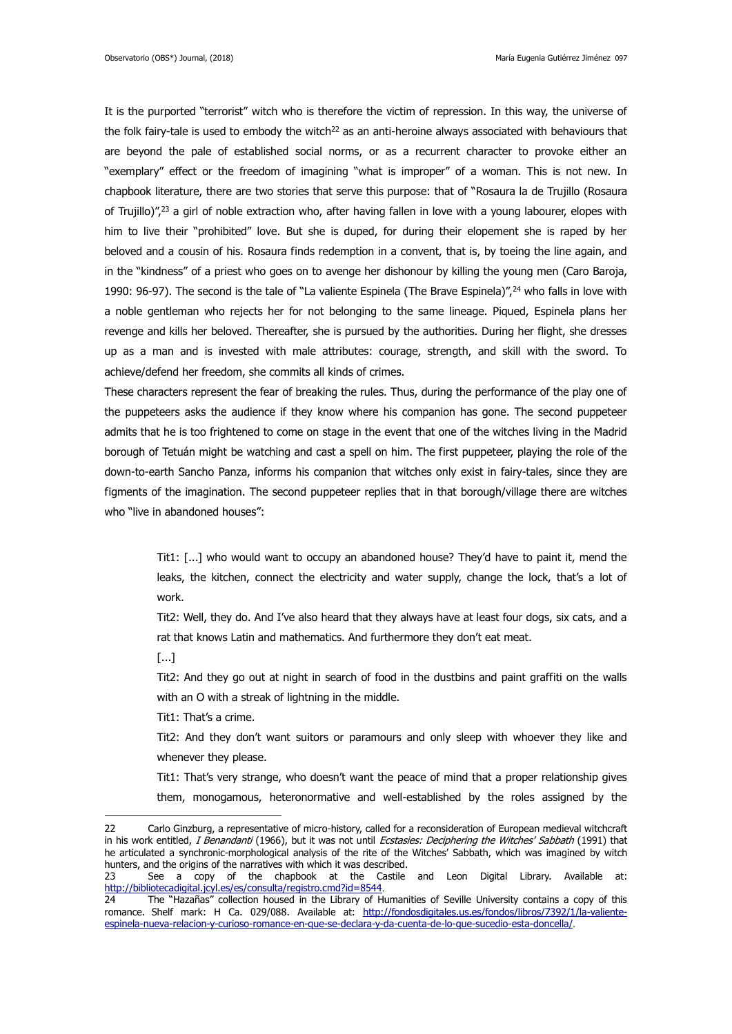It is the purported "terrorist" witch who is therefore the victim of repression. In this way, the universe of the folk fairy-tale is used to embody the witch[22] as an anti-heroine always associated with behaviours that are beyond the pale of established social norms, or as a recurrent character to provoke either an "exemplary" effect or the freedom of imagining "what is improper" of a woman. This is not new. In chapbook literature, there are two stories that serve this purpose: that of "Rosaura la de Trujillo (Rosaura of Trujillo)",[23] a girl of noble extraction who, after having fallen in love with a young labourer, elopes with him to live their "prohibited" love. But she is duped, for during their elopement she is raped by her beloved and a cousin of his. Rosaura finds redemption in a convent, that is, by toeing the line again, and in the "kindness" of a priest who goes on to avenge her dishonour by killing the young men (Caro Baroja, 1990: 96-97). The second is the tale of "La valiente Espinela (The Brave Espinela)",[24] who falls in love with a noble gentleman who rejects her for not belonging to the same lineage. Piqued, Espinela plans her revenge and kills her beloved. Thereafter, she is pursued by the authorities. During her flight, she dresses up as a man and is invested with male attributes: courage, strength, and skill with the sword. To achieve/defend her freedom, she commits all kinds of crimes.

These characters represent the fear of breaking the rules. Thus, during the performance of the play one of the puppeteers asks the audience if they know where his companion has gone. The second puppeteer admits that he is too frightened to come on stage in the event that one of the witches living in the Madrid borough of Tetuán might be watching and cast a spell on him. The first puppeteer, playing the role of the down-to-earth Sancho Panza, informs his companion that witches only exist in fairy-tales, since they are figments of the imagination. The second puppeteer replies that in that borough/village there are witches who "live in abandoned houses":

> Tit1: [...] who would want to occupy an abandoned house? They'd have to paint it, mend the leaks, the kitchen, connect the electricity and water supply, change the lock, that's a lot of work.
>
> Tit2: Well, they do. And I've also heard that they always have at least four dogs, six cats, and a rat that knows Latin and mathematics. And furthermore they don't eat meat.
>
> [...]
>
> Tit2: And they go out at night in search of food in the dustbins and paint graffiti on the walls with an O with a streak of lightning in the middle.
>
> Tit1: That's a crime.
>
> Tit2: And they don't want suitors or paramours and only sleep with whoever they like and whenever they please.
>
> Tit1: That's very strange, who doesn't want the peace of mind that a proper relationship gives them, monogamous, heteronormative and well-established by the roles assigned by the

---

[22] Carlo Ginzburg, a representative of micro-history, called for a reconsideration of European medieval witchcraft in his work entitled, *I Benandanti* (1966), but it was not until *Ecstasies: Deciphering the Witches' Sabbath* (1991) that he articulated a synchronic-morphological analysis of the rite of the Witches' Sabbath, which was imagined by witch hunters, and the origins of the narratives with which it was described.

[23] See a copy of the chapbook at the Castile and Leon Digital Library. Available at: http://bibliotecadigital.jcyl.es/es/consulta/registro.cmd?id=8544.

[24] The "Hazañas" collection housed in the Library of Humanities of Seville University contains a copy of this romance. Shelf mark: H Ca. 029/088. Available at: http://fondosdigitales.us.es/fondos/libros/7392/1/la-valiente-espinela-nueva-relacion-y-curioso-romance-en-que-se-declara-y-da-cuenta-de-lo-que-sucedio-esta-doncella/.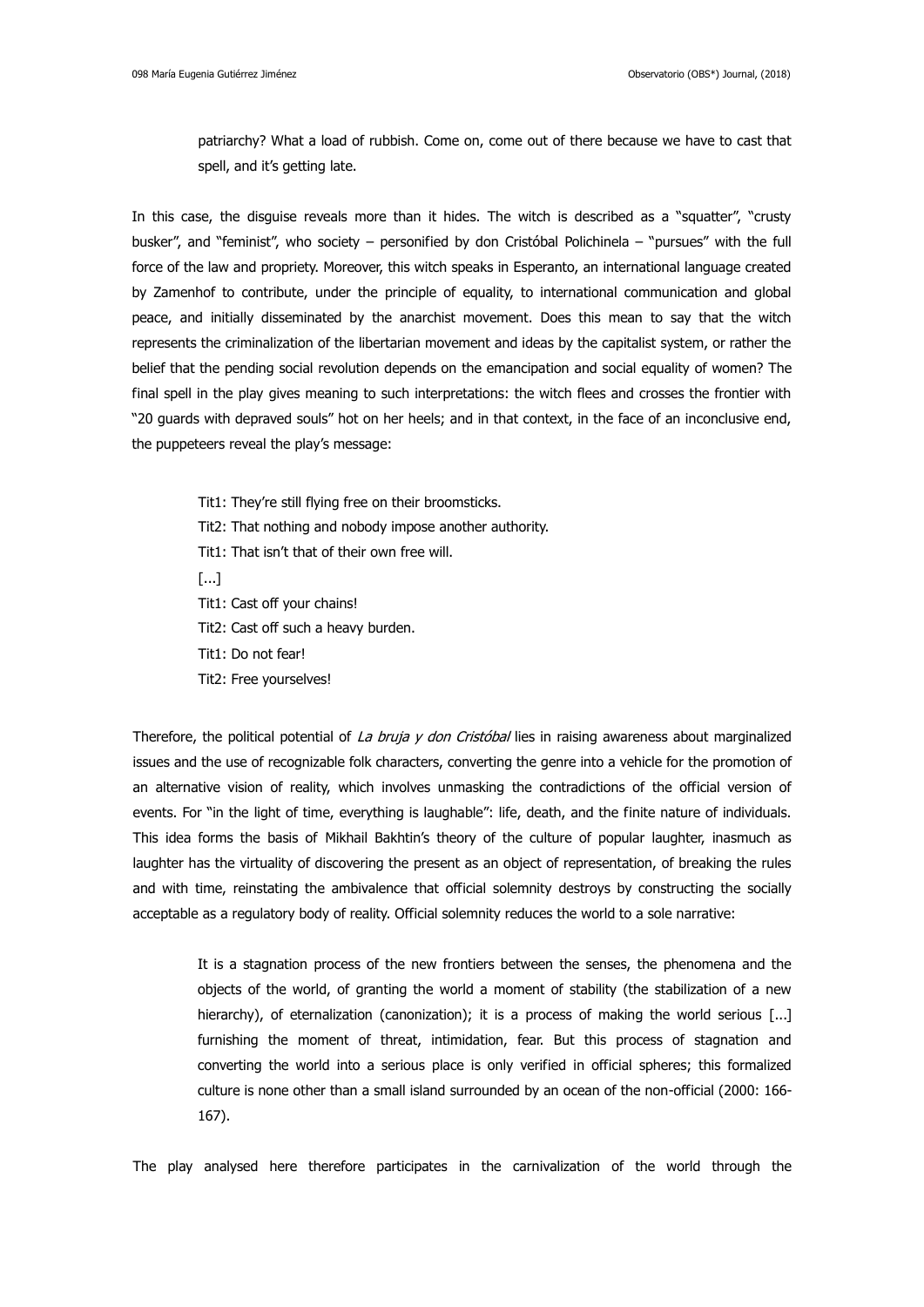> patriarchy? What a load of rubbish. Come on, come out of there because we have to cast that spell, and it's getting late.

In this case, the disguise reveals more than it hides. The witch is described as a "squatter", "crusty busker", and "feminist", who society – personified by don Cristóbal Polichinela – "pursues" with the full force of the law and propriety. Moreover, this witch speaks in Esperanto, an international language created by Zamenhof to contribute, under the principle of equality, to international communication and global peace, and initially disseminated by the anarchist movement. Does this mean to say that the witch represents the criminalization of the libertarian movement and ideas by the capitalist system, or rather the belief that the pending social revolution depends on the emancipation and social equality of women? The final spell in the play gives meaning to such interpretations: the witch flees and crosses the frontier with "20 guards with depraved souls" hot on her heels; and in that context, in the face of an inconclusive end, the puppeteers reveal the play's message:

> Tit1: They're still flying free on their broomsticks.
> Tit2: That nothing and nobody impose another authority.
> Tit1: That isn't that of their own free will.
> [...]
> Tit1: Cast off your chains!
> Tit2: Cast off such a heavy burden.
> Tit1: Do not fear!
> Tit2: Free yourselves!

Therefore, the political potential of *La bruja y don Cristóbal* lies in raising awareness about marginalized issues and the use of recognizable folk characters, converting the genre into a vehicle for the promotion of an alternative vision of reality, which involves unmasking the contradictions of the official version of events. For "in the light of time, everything is laughable": life, death, and the finite nature of individuals. This idea forms the basis of Mikhail Bakhtin's theory of the culture of popular laughter, inasmuch as laughter has the virtuality of discovering the present as an object of representation, of breaking the rules and with time, reinstating the ambivalence that official solemnity destroys by constructing the socially acceptable as a regulatory body of reality. Official solemnity reduces the world to a sole narrative:

> It is a stagnation process of the new frontiers between the senses, the phenomena and the objects of the world, of granting the world a moment of stability (the stabilization of a new hierarchy), of eternalization (canonization); it is a process of making the world serious [...] furnishing the moment of threat, intimidation, fear. But this process of stagnation and converting the world into a serious place is only verified in official spheres; this formalized culture is none other than a small island surrounded by an ocean of the non-official (2000: 166-167).

The play analysed here therefore participates in the carnivalization of the world through the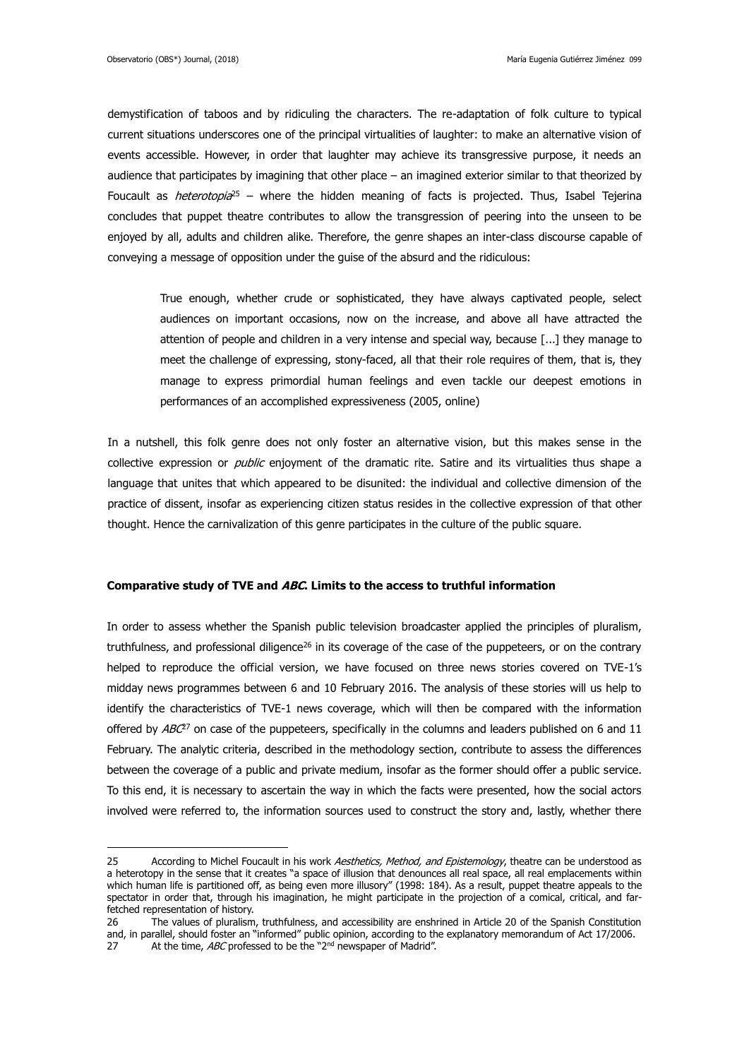demystification of taboos and by ridiculing the characters. The re-adaptation of folk culture to typical current situations underscores one of the principal virtualities of laughter: to make an alternative vision of events accessible. However, in order that laughter may achieve its transgressive purpose, it needs an audience that participates by imagining that other place – an imagined exterior similar to that theorized by Foucault as *heterotopia*[25] – where the hidden meaning of facts is projected. Thus, Isabel Tejerina concludes that puppet theatre contributes to allow the transgression of peering into the unseen to be enjoyed by all, adults and children alike. Therefore, the genre shapes an inter-class discourse capable of conveying a message of opposition under the guise of the absurd and the ridiculous:

> True enough, whether crude or sophisticated, they have always captivated people, select audiences on important occasions, now on the increase, and above all have attracted the attention of people and children in a very intense and special way, because [...] they manage to meet the challenge of expressing, stony-faced, all that their role requires of them, that is, they manage to express primordial human feelings and even tackle our deepest emotions in performances of an accomplished expressiveness (2005, online)

In a nutshell, this folk genre does not only foster an alternative vision, but this makes sense in the collective expression or *public* enjoyment of the dramatic rite. Satire and its virtualities thus shape a language that unites that which appeared to be disunited: the individual and collective dimension of the practice of dissent, insofar as experiencing citizen status resides in the collective expression of that other thought. Hence the carnivalization of this genre participates in the culture of the public square.

## Comparative study of TVE and *ABC*. Limits to the access to truthful information

In order to assess whether the Spanish public television broadcaster applied the principles of pluralism, truthfulness, and professional diligence[26] in its coverage of the case of the puppeteers, or on the contrary helped to reproduce the official version, we have focused on three news stories covered on TVE-1's midday news programmes between 6 and 10 February 2016. The analysis of these stories will us help to identify the characteristics of TVE-1 news coverage, which will then be compared with the information offered by *ABC*[27] on case of the puppeteers, specifically in the columns and leaders published on 6 and 11 February. The analytic criteria, described in the methodology section, contribute to assess the differences between the coverage of a public and private medium, insofar as the former should offer a public service. To this end, it is necessary to ascertain the way in which the facts were presented, how the social actors involved were referred to, the information sources used to construct the story and, lastly, whether there

---

25 According to Michel Foucault in his work *Aesthetics, Method, and Epistemology*, theatre can be understood as a heterotopy in the sense that it creates "a space of illusion that denounces all real space, all real emplacements within which human life is partitioned off, as being even more illusory" (1998: 184). As a result, puppet theatre appeals to the spectator in order that, through his imagination, he might participate in the projection of a comical, critical, and far-fetched representation of history.

26 The values of pluralism, truthfulness, and accessibility are enshrined in Article 20 of the Spanish Constitution and, in parallel, should foster an "informed" public opinion, according to the explanatory memorandum of Act 17/2006.

27 At the time, *ABC* professed to be the "2nd newspaper of Madrid".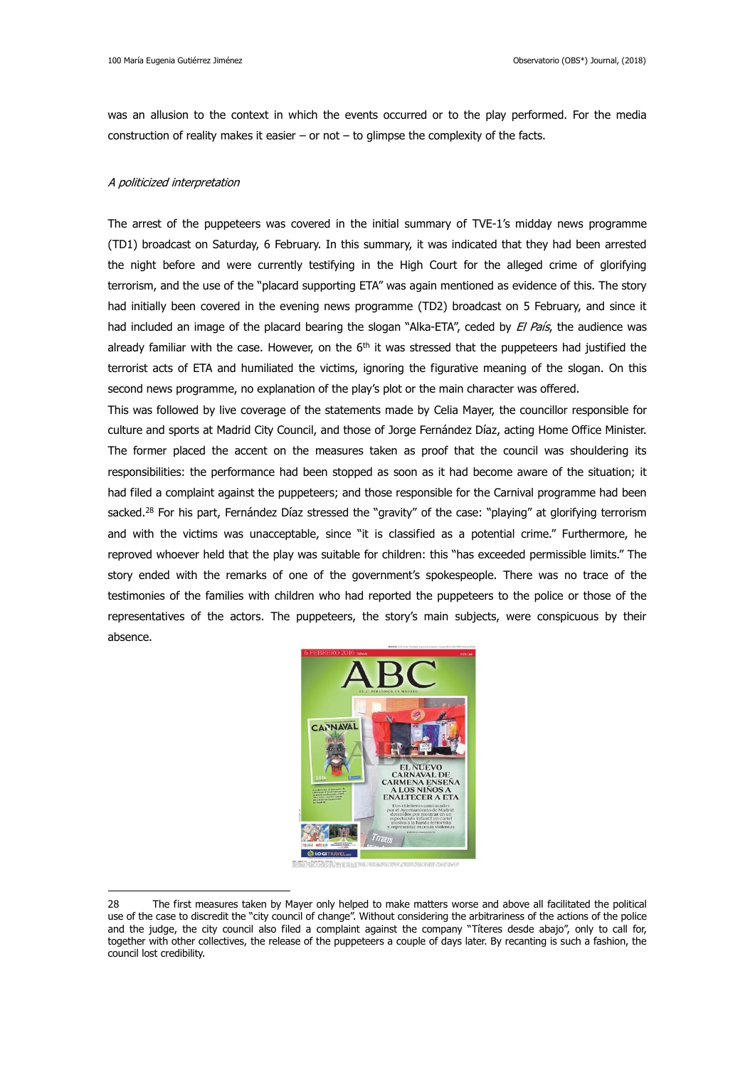was an allusion to the context in which the events occurred or to the play performed. For the media construction of reality makes it easier – or not – to glimpse the complexity of the facts.

### *A politicized interpretation*

The arrest of the puppeteers was covered in the initial summary of TVE-1's midday news programme (TD1) broadcast on Saturday, 6 February. In this summary, it was indicated that they had been arrested the night before and were currently testifying in the High Court for the alleged crime of glorifying terrorism, and the use of the "placard supporting ETA" was again mentioned as evidence of this. The story had initially been covered in the evening news programme (TD2) broadcast on 5 February, and since it had included an image of the placard bearing the slogan "Alka-ETA", ceded by *El País*, the audience was already familiar with the case. However, on the 6th it was stressed that the puppeteers had justified the terrorist acts of ETA and humiliated the victims, ignoring the figurative meaning of the slogan. On this second news programme, no explanation of the play's plot or the main character was offered.

This was followed by live coverage of the statements made by Celia Mayer, the councillor responsible for culture and sports at Madrid City Council, and those of Jorge Fernández Díaz, acting Home Office Minister. The former placed the accent on the measures taken as proof that the council was shouldering its responsibilities: the performance had been stopped as soon as it had become aware of the situation; it had filed a complaint against the puppeteers; and those responsible for the Carnival programme had been sacked.[28] For his part, Fernández Díaz stressed the "gravity" of the case: "playing" at glorifying terrorism and with the victims was unacceptable, since "it is classified as a potential crime." Furthermore, he reproved whoever held that the play was suitable for children: this "has exceeded permissible limits." The story ended with the remarks of one of the government's spokespeople. There was no trace of the testimonies of the families with children who had reported the puppeteers to the police or those of the representatives of the actors. The puppeteers, the story's main subjects, were conspicuous by their absence.

---

28 The first measures taken by Mayer only helped to make matters worse and above all facilitated the political use of the case to discredit the "city council of change". Without considering the arbitrariness of the actions of the police and the judge, the city council also filed a complaint against the company "Títeres desde abajo", only to call for, together with other collectives, the release of the puppeteers a couple of days later. By recanting is such a fashion, the council lost credibility.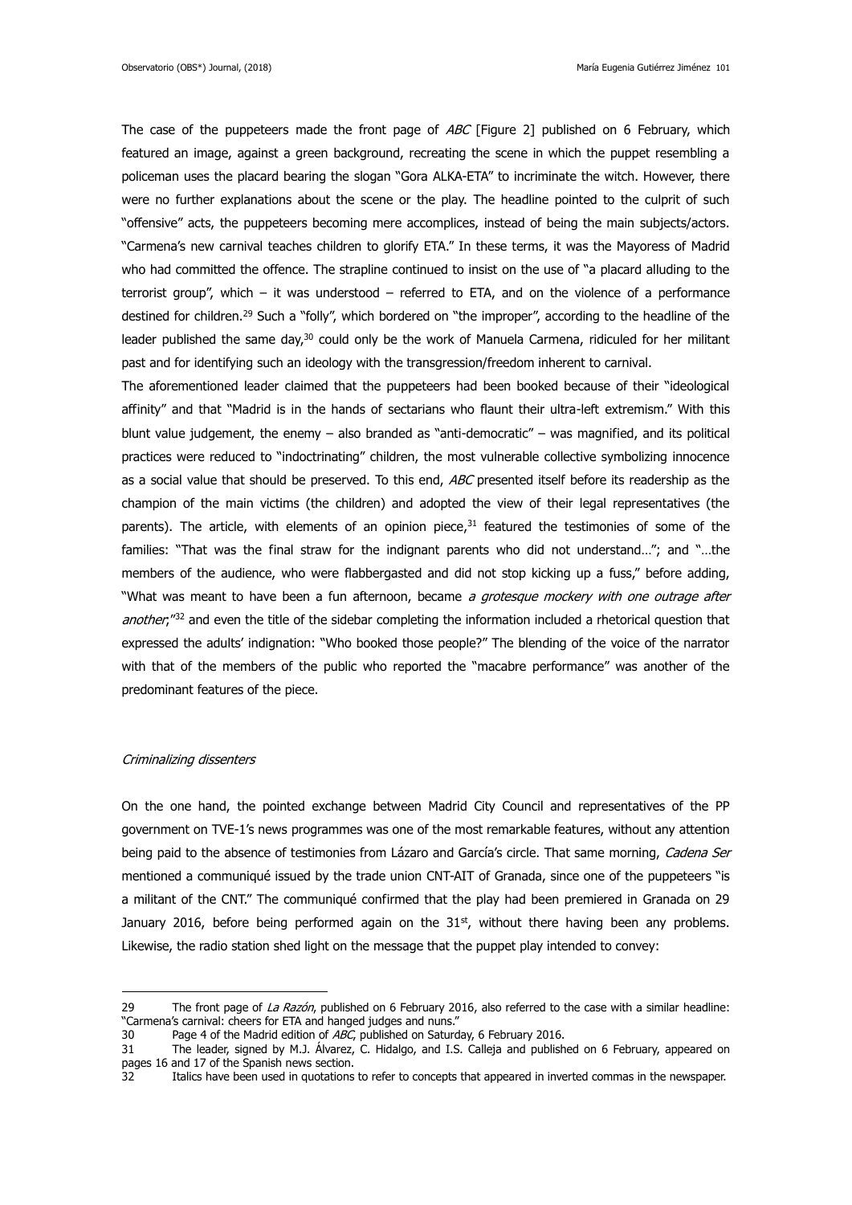The case of the puppeteers made the front page of *ABC* [Figure 2] published on 6 February, which featured an image, against a green background, recreating the scene in which the puppet resembling a policeman uses the placard bearing the slogan "Gora ALKA-ETA" to incriminate the witch. However, there were no further explanations about the scene or the play. The headline pointed to the culprit of such "offensive" acts, the puppeteers becoming mere accomplices, instead of being the main subjects/actors. "Carmena's new carnival teaches children to glorify ETA." In these terms, it was the Mayoress of Madrid who had committed the offence. The strapline continued to insist on the use of "a placard alluding to the terrorist group", which – it was understood – referred to ETA, and on the violence of a performance destined for children.[29] Such a "folly", which bordered on "the improper", according to the headline of the leader published the same day,[30] could only be the work of Manuela Carmena, ridiculed for her militant past and for identifying such an ideology with the transgression/freedom inherent to carnival.

The aforementioned leader claimed that the puppeteers had been booked because of their "ideological affinity" and that "Madrid is in the hands of sectarians who flaunt their ultra-left extremism." With this blunt value judgement, the enemy – also branded as "anti-democratic" – was magnified, and its political practices were reduced to "indoctrinating" children, the most vulnerable collective symbolizing innocence as a social value that should be preserved. To this end, *ABC* presented itself before its readership as the champion of the main victims (the children) and adopted the view of their legal representatives (the parents). The article, with elements of an opinion piece,[31] featured the testimonies of some of the families: "That was the final straw for the indignant parents who did not understand…"; and "…the members of the audience, who were flabbergasted and did not stop kicking up a fuss," before adding, "What was meant to have been a fun afternoon, became *a grotesque mockery with one outrage after another*;"[32] and even the title of the sidebar completing the information included a rhetorical question that expressed the adults' indignation: "Who booked those people?" The blending of the voice of the narrator with that of the members of the public who reported the "macabre performance" was another of the predominant features of the piece.

### *Criminalizing dissenters*

On the one hand, the pointed exchange between Madrid City Council and representatives of the PP government on TVE-1's news programmes was one of the most remarkable features, without any attention being paid to the absence of testimonies from Lázaro and García's circle. That same morning, *Cadena Ser* mentioned a communiqué issued by the trade union CNT-AIT of Granada, since one of the puppeteers "is a militant of the CNT." The communiqué confirmed that the play had been premiered in Granada on 29 January 2016, before being performed again on the 31st, without there having been any problems. Likewise, the radio station shed light on the message that the puppet play intended to convey:

---

29 The front page of *La Razón*, published on 6 February 2016, also referred to the case with a similar headline: "Carmena's carnival: cheers for ETA and hanged judges and nuns."

30 Page 4 of the Madrid edition of *ABC*, published on Saturday, 6 February 2016.

31 The leader, signed by M.J. Álvarez, C. Hidalgo, and I.S. Calleja and published on 6 February, appeared on pages 16 and 17 of the Spanish news section.

32 Italics have been used in quotations to refer to concepts that appeared in inverted commas in the newspaper.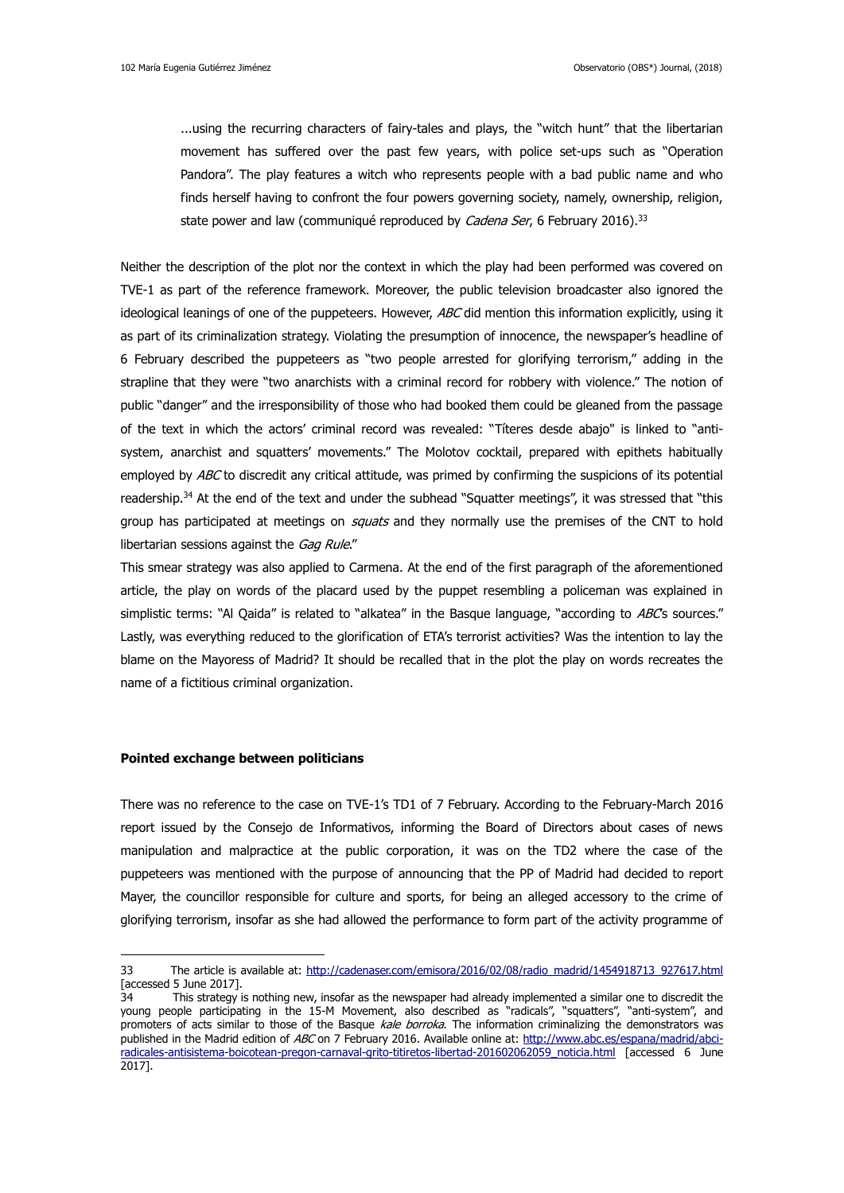> ...using the recurring characters of fairy-tales and plays, the "witch hunt" that the libertarian movement has suffered over the past few years, with police set-ups such as "Operation Pandora". The play features a witch who represents people with a bad public name and who finds herself having to confront the four powers governing society, namely, ownership, religion, state power and law (communiqué reproduced by *Cadena Ser*, 6 February 2016).[33]

Neither the description of the plot nor the context in which the play had been performed was covered on TVE-1 as part of the reference framework. Moreover, the public television broadcaster also ignored the ideological leanings of one of the puppeteers. However, *ABC* did mention this information explicitly, using it as part of its criminalization strategy. Violating the presumption of innocence, the newspaper's headline of 6 February described the puppeteers as "two people arrested for glorifying terrorism," adding in the strapline that they were "two anarchists with a criminal record for robbery with violence." The notion of public "danger" and the irresponsibility of those who had booked them could be gleaned from the passage of the text in which the actors' criminal record was revealed: "Títeres desde abajo" is linked to "anti-system, anarchist and squatters' movements." The Molotov cocktail, prepared with epithets habitually employed by *ABC* to discredit any critical attitude, was primed by confirming the suspicions of its potential readership.[34] At the end of the text and under the subhead "Squatter meetings", it was stressed that "this group has participated at meetings on *squats* and they normally use the premises of the CNT to hold libertarian sessions against the *Gag Rule*."

This smear strategy was also applied to Carmena. At the end of the first paragraph of the aforementioned article, the play on words of the placard used by the puppet resembling a policeman was explained in simplistic terms: "Al Qaida" is related to "alkatea" in the Basque language, "according to *ABC*'s sources." Lastly, was everything reduced to the glorification of ETA's terrorist activities? Was the intention to lay the blame on the Mayoress of Madrid? It should be recalled that in the plot the play on words recreates the name of a fictitious criminal organization.

**Pointed exchange between politicians**

There was no reference to the case on TVE-1's TD1 of 7 February. According to the February-March 2016 report issued by the Consejo de Informativos, informing the Board of Directors about cases of news manipulation and malpractice at the public corporation, it was on the TD2 where the case of the puppeteers was mentioned with the purpose of announcing that the PP of Madrid had decided to report Mayer, the councillor responsible for culture and sports, for being an alleged accessory to the crime of glorifying terrorism, insofar as she had allowed the performance to form part of the activity programme of

---

33 The article is available at: http://cadenaser.com/emisora/2016/02/08/radio_madrid/1454918713_927617.html [accessed 5 June 2017].

34 This strategy is nothing new, insofar as the newspaper had already implemented a similar one to discredit the young people participating in the 15-M Movement, also described as "radicals", "squatters", "anti-system", and promoters of acts similar to those of the Basque *kale borroka*. The information criminalizing the demonstrators was published in the Madrid edition of *ABC* on 7 February 2016. Available online at: http://www.abc.es/espana/madrid/abci-radicales-antisistema-boicotean-pregon-carnaval-grito-titiretos-libertad-201602062059_noticia.html [accessed 6 June 2017].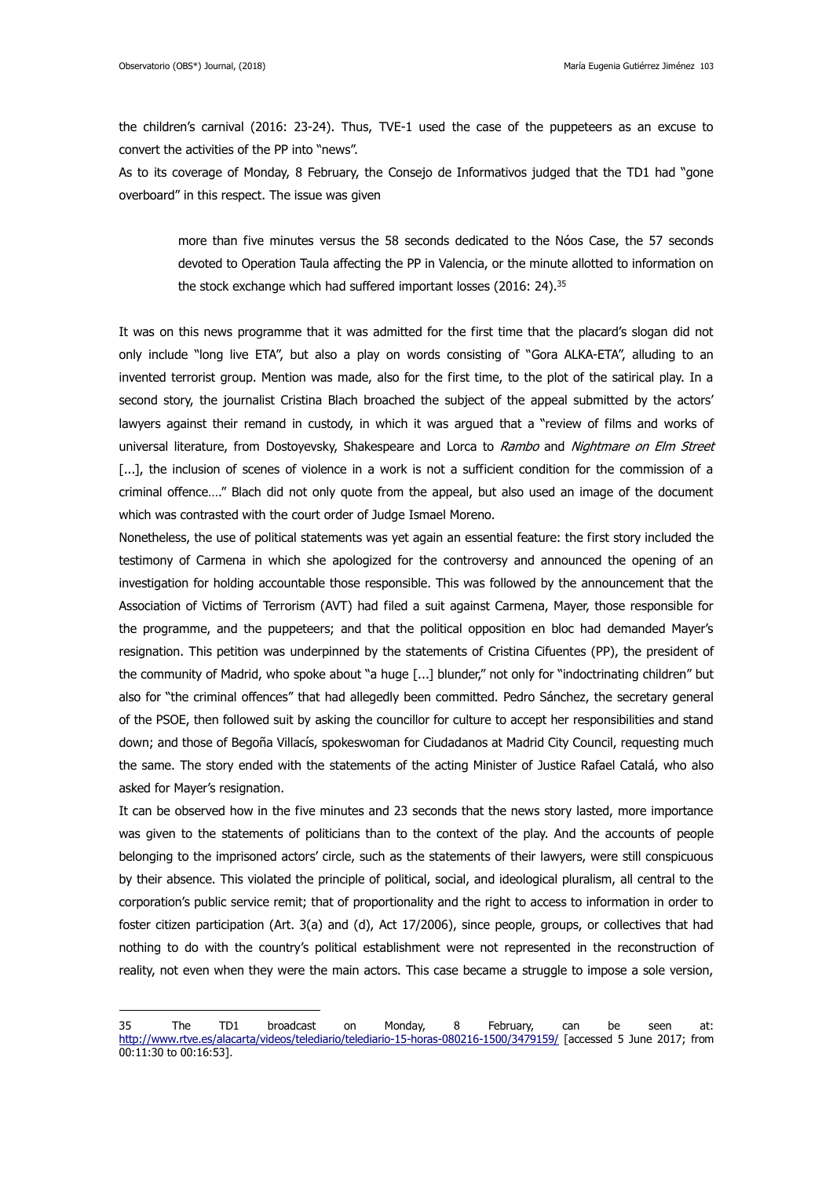the children's carnival (2016: 23-24). Thus, TVE-1 used the case of the puppeteers as an excuse to convert the activities of the PP into "news".

As to its coverage of Monday, 8 February, the Consejo de Informativos judged that the TD1 had "gone overboard" in this respect. The issue was given

> more than five minutes versus the 58 seconds dedicated to the Nóos Case, the 57 seconds devoted to Operation Taula affecting the PP in Valencia, or the minute allotted to information on the stock exchange which had suffered important losses (2016: 24).[35]

It was on this news programme that it was admitted for the first time that the placard's slogan did not only include "long live ETA", but also a play on words consisting of "Gora ALKA-ETA", alluding to an invented terrorist group. Mention was made, also for the first time, to the plot of the satirical play. In a second story, the journalist Cristina Blach broached the subject of the appeal submitted by the actors' lawyers against their remand in custody, in which it was argued that a "review of films and works of universal literature, from Dostoyevsky, Shakespeare and Lorca to *Rambo* and *Nightmare on Elm Street* [...], the inclusion of scenes of violence in a work is not a sufficient condition for the commission of a criminal offence…." Blach did not only quote from the appeal, but also used an image of the document which was contrasted with the court order of Judge Ismael Moreno.

Nonetheless, the use of political statements was yet again an essential feature: the first story included the testimony of Carmena in which she apologized for the controversy and announced the opening of an investigation for holding accountable those responsible. This was followed by the announcement that the Association of Victims of Terrorism (AVT) had filed a suit against Carmena, Mayer, those responsible for the programme, and the puppeteers; and that the political opposition en bloc had demanded Mayer's resignation. This petition was underpinned by the statements of Cristina Cifuentes (PP), the president of the community of Madrid, who spoke about "a huge [...] blunder," not only for "indoctrinating children" but also for "the criminal offences" that had allegedly been committed. Pedro Sánchez, the secretary general of the PSOE, then followed suit by asking the councillor for culture to accept her responsibilities and stand down; and those of Begoña Villacís, spokeswoman for Ciudadanos at Madrid City Council, requesting much the same. The story ended with the statements of the acting Minister of Justice Rafael Catalá, who also asked for Mayer's resignation.

It can be observed how in the five minutes and 23 seconds that the news story lasted, more importance was given to the statements of politicians than to the context of the play. And the accounts of people belonging to the imprisoned actors' circle, such as the statements of their lawyers, were still conspicuous by their absence. This violated the principle of political, social, and ideological pluralism, all central to the corporation's public service remit; that of proportionality and the right to access to information in order to foster citizen participation (Art. 3(a) and (d), Act 17/2006), since people, groups, or collectives that had nothing to do with the country's political establishment were not represented in the reconstruction of reality, not even when they were the main actors. This case became a struggle to impose a sole version,

---

35 The TD1 broadcast on Monday, 8 February, can be seen at: http://www.rtve.es/alacarta/videos/telediario/telediario-15-horas-080216-1500/3479159/ [accessed 5 June 2017; from 00:11:30 to 00:16:53].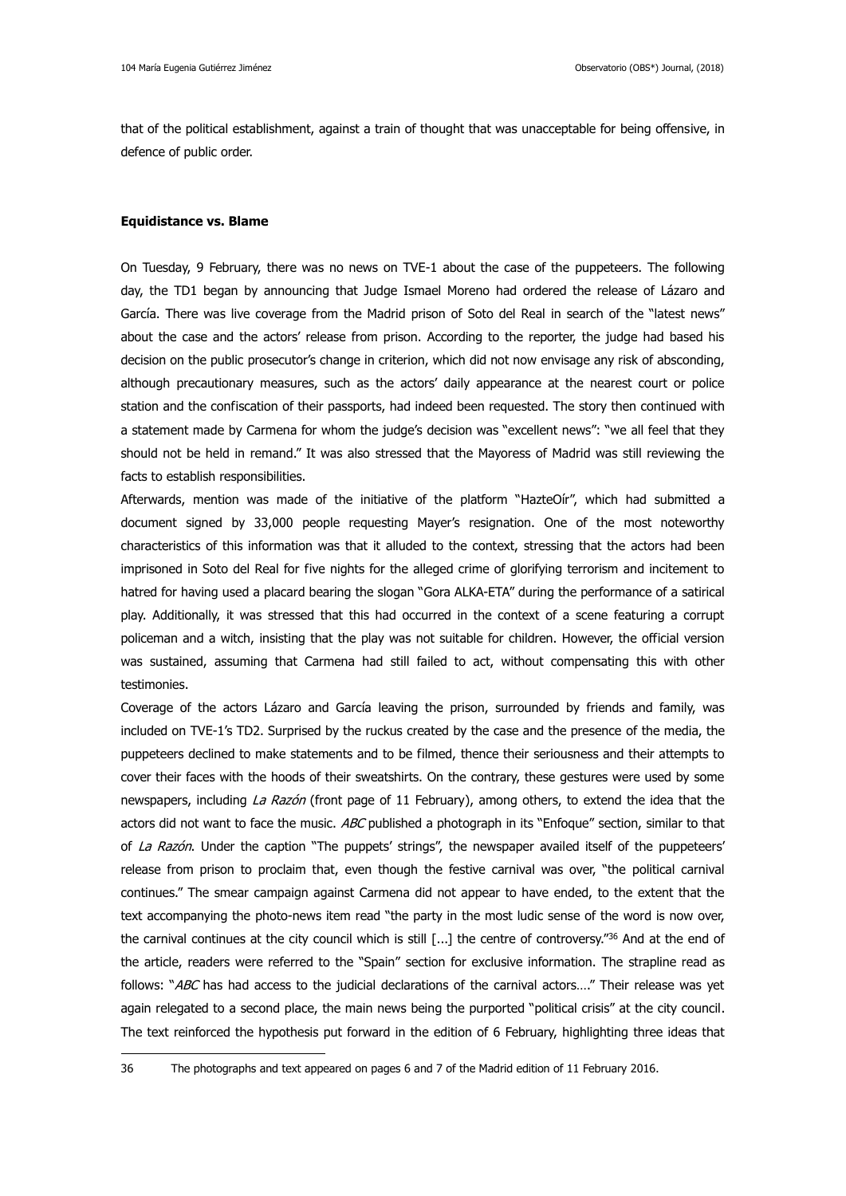that of the political establishment, against a train of thought that was unacceptable for being offensive, in defence of public order.

**Equidistance vs. Blame**

On Tuesday, 9 February, there was no news on TVE-1 about the case of the puppeteers. The following day, the TD1 began by announcing that Judge Ismael Moreno had ordered the release of Lázaro and García. There was live coverage from the Madrid prison of Soto del Real in search of the "latest news" about the case and the actors' release from prison. According to the reporter, the judge had based his decision on the public prosecutor's change in criterion, which did not now envisage any risk of absconding, although precautionary measures, such as the actors' daily appearance at the nearest court or police station and the confiscation of their passports, had indeed been requested. The story then continued with a statement made by Carmena for whom the judge's decision was "excellent news": "we all feel that they should not be held in remand." It was also stressed that the Mayoress of Madrid was still reviewing the facts to establish responsibilities.

Afterwards, mention was made of the initiative of the platform "HazteOír", which had submitted a document signed by 33,000 people requesting Mayer's resignation. One of the most noteworthy characteristics of this information was that it alluded to the context, stressing that the actors had been imprisoned in Soto del Real for five nights for the alleged crime of glorifying terrorism and incitement to hatred for having used a placard bearing the slogan "Gora ALKA-ETA" during the performance of a satirical play. Additionally, it was stressed that this had occurred in the context of a scene featuring a corrupt policeman and a witch, insisting that the play was not suitable for children. However, the official version was sustained, assuming that Carmena had still failed to act, without compensating this with other testimonies.

Coverage of the actors Lázaro and García leaving the prison, surrounded by friends and family, was included on TVE-1's TD2. Surprised by the ruckus created by the case and the presence of the media, the puppeteers declined to make statements and to be filmed, thence their seriousness and their attempts to cover their faces with the hoods of their sweatshirts. On the contrary, these gestures were used by some newspapers, including *La Razón* (front page of 11 February), among others, to extend the idea that the actors did not want to face the music. *ABC* published a photograph in its "Enfoque" section, similar to that of *La Razón*. Under the caption "The puppets' strings", the newspaper availed itself of the puppeteers' release from prison to proclaim that, even though the festive carnival was over, "the political carnival continues." The smear campaign against Carmena did not appear to have ended, to the extent that the text accompanying the photo-news item read "the party in the most ludic sense of the word is now over, the carnival continues at the city council which is still [...] the centre of controversy."[36] And at the end of the article, readers were referred to the "Spain" section for exclusive information. The strapline read as follows: "*ABC* has had access to the judicial declarations of the carnival actors…." Their release was yet again relegated to a second place, the main news being the purported "political crisis" at the city council. The text reinforced the hypothesis put forward in the edition of 6 February, highlighting three ideas that

---

36 The photographs and text appeared on pages 6 and 7 of the Madrid edition of 11 February 2016.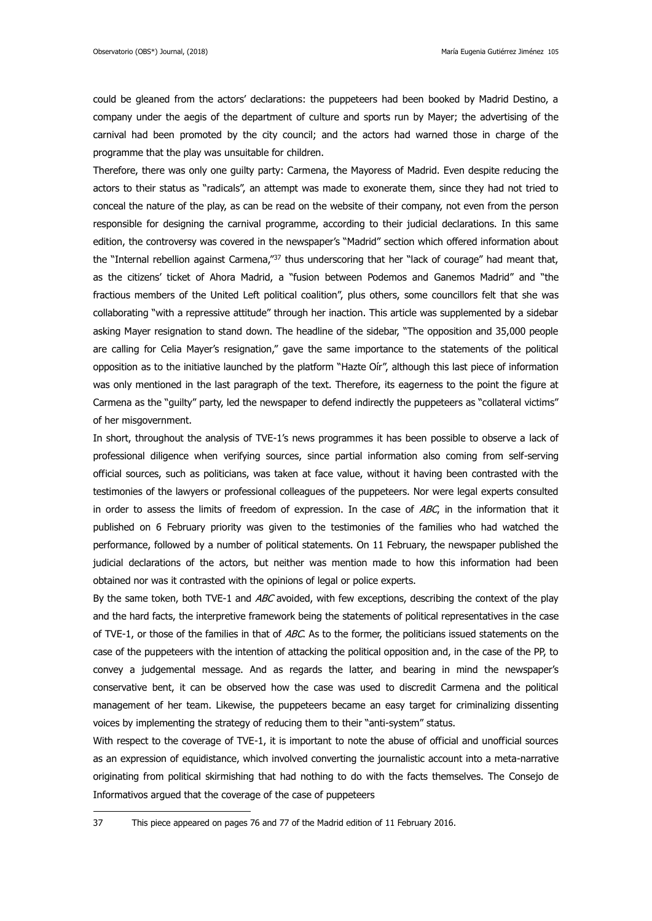could be gleaned from the actors' declarations: the puppeteers had been booked by Madrid Destino, a company under the aegis of the department of culture and sports run by Mayer; the advertising of the carnival had been promoted by the city council; and the actors had warned those in charge of the programme that the play was unsuitable for children.

Therefore, there was only one guilty party: Carmena, the Mayoress of Madrid. Even despite reducing the actors to their status as "radicals", an attempt was made to exonerate them, since they had not tried to conceal the nature of the play, as can be read on the website of their company, not even from the person responsible for designing the carnival programme, according to their judicial declarations. In this same edition, the controversy was covered in the newspaper's "Madrid" section which offered information about the "Internal rebellion against Carmena,"[37] thus underscoring that her "lack of courage" had meant that, as the citizens' ticket of Ahora Madrid, a "fusion between Podemos and Ganemos Madrid" and "the fractious members of the United Left political coalition", plus others, some councillors felt that she was collaborating "with a repressive attitude" through her inaction. This article was supplemented by a sidebar asking Mayer resignation to stand down. The headline of the sidebar, "The opposition and 35,000 people are calling for Celia Mayer's resignation," gave the same importance to the statements of the political opposition as to the initiative launched by the platform "Hazte Oír", although this last piece of information was only mentioned in the last paragraph of the text. Therefore, its eagerness to the point the figure at Carmena as the "guilty" party, led the newspaper to defend indirectly the puppeteers as "collateral victims" of her misgovernment.

In short, throughout the analysis of TVE-1's news programmes it has been possible to observe a lack of professional diligence when verifying sources, since partial information also coming from self-serving official sources, such as politicians, was taken at face value, without it having been contrasted with the testimonies of the lawyers or professional colleagues of the puppeteers. Nor were legal experts consulted in order to assess the limits of freedom of expression. In the case of *ABC*, in the information that it published on 6 February priority was given to the testimonies of the families who had watched the performance, followed by a number of political statements. On 11 February, the newspaper published the judicial declarations of the actors, but neither was mention made to how this information had been obtained nor was it contrasted with the opinions of legal or police experts.

By the same token, both TVE-1 and *ABC* avoided, with few exceptions, describing the context of the play and the hard facts, the interpretive framework being the statements of political representatives in the case of TVE-1, or those of the families in that of *ABC*. As to the former, the politicians issued statements on the case of the puppeteers with the intention of attacking the political opposition and, in the case of the PP, to convey a judgemental message. And as regards the latter, and bearing in mind the newspaper's conservative bent, it can be observed how the case was used to discredit Carmena and the political management of her team. Likewise, the puppeteers became an easy target for criminalizing dissenting voices by implementing the strategy of reducing them to their "anti-system" status.

With respect to the coverage of TVE-1, it is important to note the abuse of official and unofficial sources as an expression of equidistance, which involved converting the journalistic account into a meta-narrative originating from political skirmishing that had nothing to do with the facts themselves. The Consejo de Informativos argued that the coverage of the case of puppeteers

---

37 This piece appeared on pages 76 and 77 of the Madrid edition of 11 February 2016.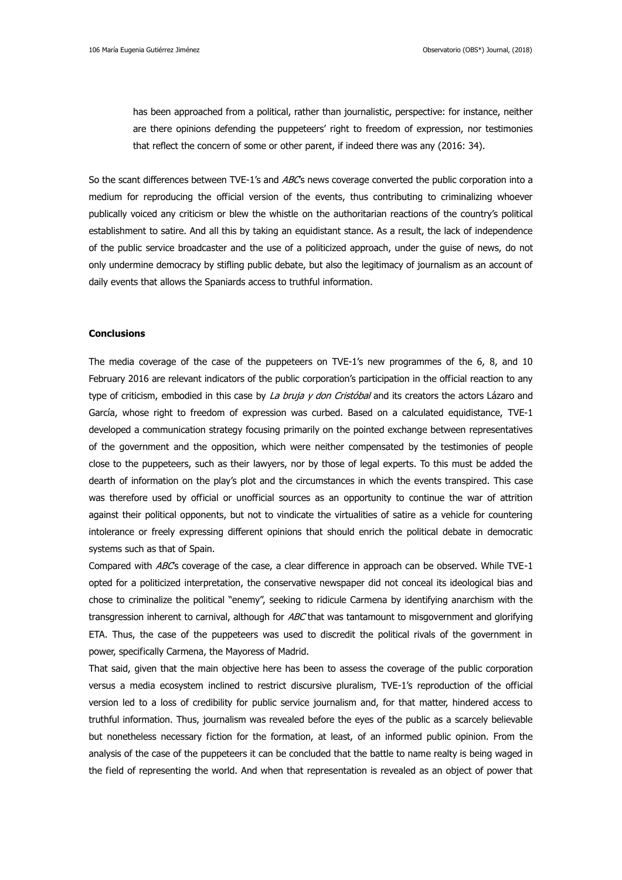> has been approached from a political, rather than journalistic, perspective: for instance, neither are there opinions defending the puppeteers' right to freedom of expression, nor testimonies that reflect the concern of some or other parent, if indeed there was any (2016: 34).

So the scant differences between TVE-1's and *ABC*'s news coverage converted the public corporation into a medium for reproducing the official version of the events, thus contributing to criminalizing whoever publically voiced any criticism or blew the whistle on the authoritarian reactions of the country's political establishment to satire. And all this by taking an equidistant stance. As a result, the lack of independence of the public service broadcaster and the use of a politicized approach, under the guise of news, do not only undermine democracy by stifling public debate, but also the legitimacy of journalism as an account of daily events that allows the Spaniards access to truthful information.

## Conclusions

The media coverage of the case of the puppeteers on TVE-1's new programmes of the 6, 8, and 10 February 2016 are relevant indicators of the public corporation's participation in the official reaction to any type of criticism, embodied in this case by *La bruja y don Cristóbal* and its creators the actors Lázaro and García, whose right to freedom of expression was curbed. Based on a calculated equidistance, TVE-1 developed a communication strategy focusing primarily on the pointed exchange between representatives of the government and the opposition, which were neither compensated by the testimonies of people close to the puppeteers, such as their lawyers, nor by those of legal experts. To this must be added the dearth of information on the play's plot and the circumstances in which the events transpired. This case was therefore used by official or unofficial sources as an opportunity to continue the war of attrition against their political opponents, but not to vindicate the virtualities of satire as a vehicle for countering intolerance or freely expressing different opinions that should enrich the political debate in democratic systems such as that of Spain.

Compared with *ABC*'s coverage of the case, a clear difference in approach can be observed. While TVE-1 opted for a politicized interpretation, the conservative newspaper did not conceal its ideological bias and chose to criminalize the political "enemy", seeking to ridicule Carmena by identifying anarchism with the transgression inherent to carnival, although for *ABC* that was tantamount to misgovernment and glorifying ETA. Thus, the case of the puppeteers was used to discredit the political rivals of the government in power, specifically Carmena, the Mayoress of Madrid.

That said, given that the main objective here has been to assess the coverage of the public corporation versus a media ecosystem inclined to restrict discursive pluralism, TVE-1's reproduction of the official version led to a loss of credibility for public service journalism and, for that matter, hindered access to truthful information. Thus, journalism was revealed before the eyes of the public as a scarcely believable but nonetheless necessary fiction for the formation, at least, of an informed public opinion. From the analysis of the case of the puppeteers it can be concluded that the battle to name realty is being waged in the field of representing the world. And when that representation is revealed as an object of power that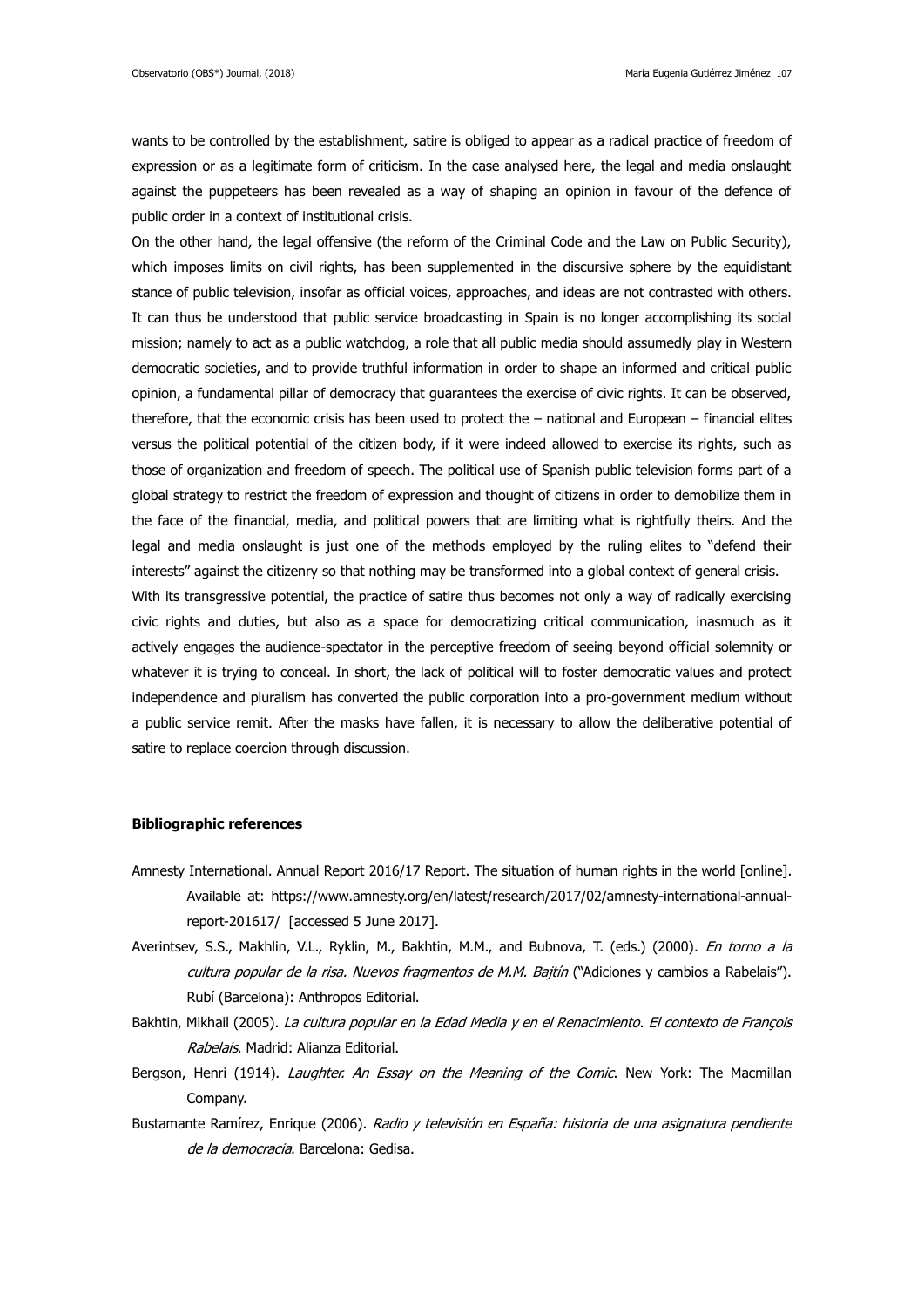wants to be controlled by the establishment, satire is obliged to appear as a radical practice of freedom of expression or as a legitimate form of criticism. In the case analysed here, the legal and media onslaught against the puppeteers has been revealed as a way of shaping an opinion in favour of the defence of public order in a context of institutional crisis.

On the other hand, the legal offensive (the reform of the Criminal Code and the Law on Public Security), which imposes limits on civil rights, has been supplemented in the discursive sphere by the equidistant stance of public television, insofar as official voices, approaches, and ideas are not contrasted with others. It can thus be understood that public service broadcasting in Spain is no longer accomplishing its social mission; namely to act as a public watchdog, a role that all public media should assumedly play in Western democratic societies, and to provide truthful information in order to shape an informed and critical public opinion, a fundamental pillar of democracy that guarantees the exercise of civic rights. It can be observed, therefore, that the economic crisis has been used to protect the – national and European – financial elites versus the political potential of the citizen body, if it were indeed allowed to exercise its rights, such as those of organization and freedom of speech. The political use of Spanish public television forms part of a global strategy to restrict the freedom of expression and thought of citizens in order to demobilize them in the face of the financial, media, and political powers that are limiting what is rightfully theirs. And the legal and media onslaught is just one of the methods employed by the ruling elites to "defend their interests" against the citizenry so that nothing may be transformed into a global context of general crisis.

With its transgressive potential, the practice of satire thus becomes not only a way of radically exercising civic rights and duties, but also as a space for democratizing critical communication, inasmuch as it actively engages the audience-spectator in the perceptive freedom of seeing beyond official solemnity or whatever it is trying to conceal. In short, the lack of political will to foster democratic values and protect independence and pluralism has converted the public corporation into a pro-government medium without a public service remit. After the masks have fallen, it is necessary to allow the deliberative potential of satire to replace coercion through discussion.

**Bibliographic references**

Amnesty International. Annual Report 2016/17 Report. The situation of human rights in the world [online]. Available at: https://www.amnesty.org/en/latest/research/2017/02/amnesty-international-annual-report-201617/ [accessed 5 June 2017].

Averintsev, S.S., Makhlin, V.L., Ryklin, M., Bakhtin, M.M., and Bubnova, T. (eds.) (2000). *En torno a la cultura popular de la risa. Nuevos fragmentos de M.M. Bajtín* ("Adiciones y cambios a Rabelais"). Rubí (Barcelona): Anthropos Editorial.

Bakhtin, Mikhail (2005). *La cultura popular en la Edad Media y en el Renacimiento. El contexto de François Rabelais*. Madrid: Alianza Editorial.

Bergson, Henri (1914). *Laughter. An Essay on the Meaning of the Comic*. New York: The Macmillan Company.

Bustamante Ramírez, Enrique (2006). *Radio y televisión en España: historia de una asignatura pendiente de la democracia*. Barcelona: Gedisa.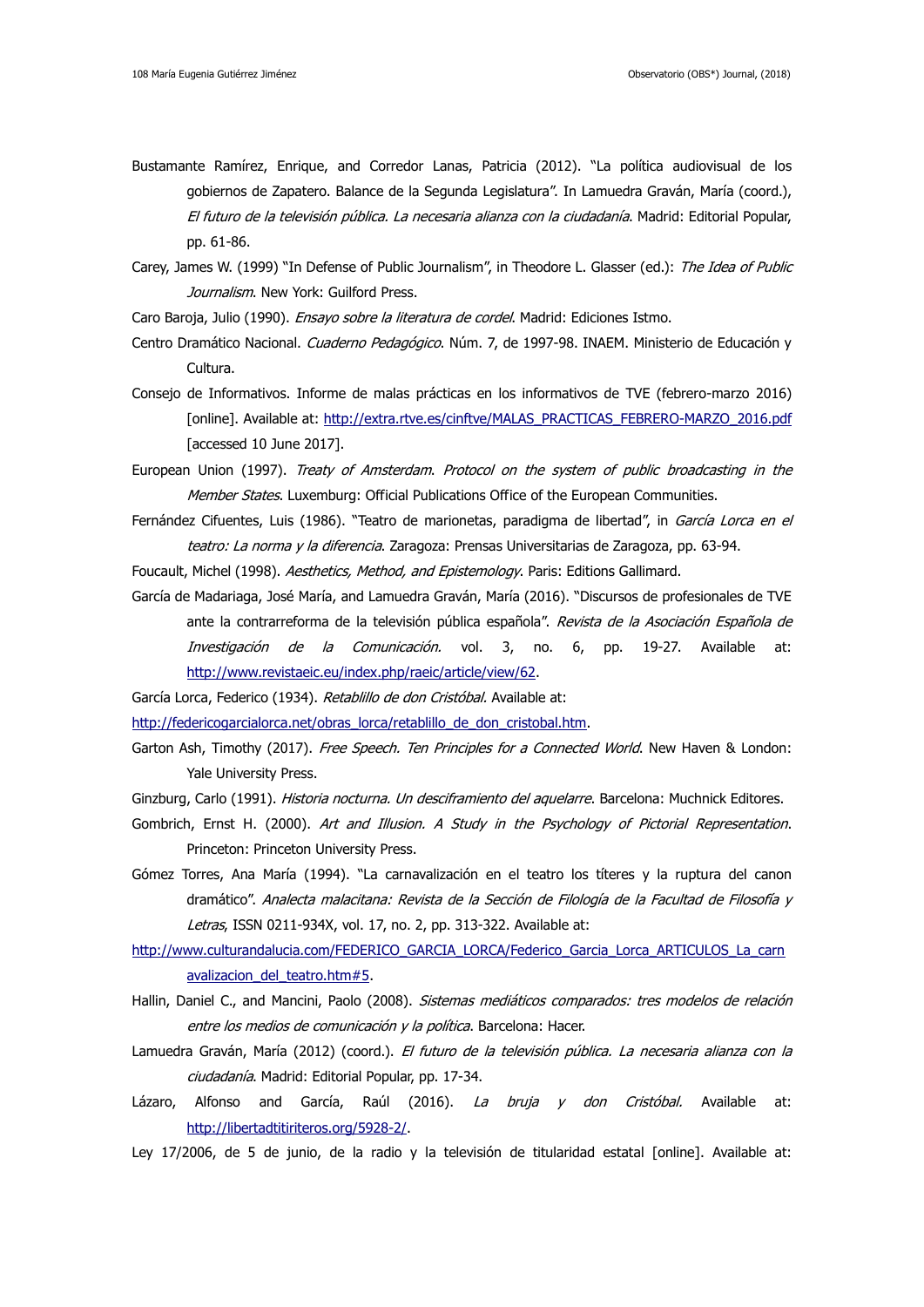Bustamante Ramírez, Enrique, and Corredor Lanas, Patricia (2012). "La política audiovisual de los gobiernos de Zapatero. Balance de la Segunda Legislatura". In Lamuedra Graván, María (coord.), *El futuro de la televisión pública. La necesaria alianza con la ciudadanía*. Madrid: Editorial Popular, pp. 61-86.

Carey, James W. (1999) "In Defense of Public Journalism", in Theodore L. Glasser (ed.): *The Idea of Public Journalism*. New York: Guilford Press.

Caro Baroja, Julio (1990). *Ensayo sobre la literatura de cordel*. Madrid: Ediciones Istmo.

Centro Dramático Nacional. *Cuaderno Pedagógico*. Núm. 7, de 1997-98. INAEM. Ministerio de Educación y Cultura.

Consejo de Informativos. Informe de malas prácticas en los informativos de TVE (febrero-marzo 2016) [online]. Available at: http://extra.rtve.es/cinftve/MALAS_PRACTICAS_FEBRERO-MARZO_2016.pdf [accessed 10 June 2017].

European Union (1997). *Treaty of Amsterdam. Protocol on the system of public broadcasting in the Member States*. Luxemburg: Official Publications Office of the European Communities.

Fernández Cifuentes, Luis (1986). "Teatro de marionetas, paradigma de libertad", in *García Lorca en el teatro: La norma y la diferencia*. Zaragoza: Prensas Universitarias de Zaragoza, pp. 63-94.

Foucault, Michel (1998). *Aesthetics, Method, and Epistemology*. Paris: Editions Gallimard.

García de Madariaga, José María, and Lamuedra Graván, María (2016). "Discursos de profesionales de TVE ante la contrarreforma de la televisión pública española". *Revista de la Asociación Española de Investigación de la Comunicación.* vol. 3, no. 6, pp. 19-27. Available at: http://www.revistaeic.eu/index.php/raeic/article/view/62.

García Lorca, Federico (1934). *Retablillo de don Cristóbal*. Available at:
http://federicogarcialorca.net/obras_lorca/retablillo_de_don_cristobal.htm.

Garton Ash, Timothy (2017). *Free Speech. Ten Principles for a Connected World*. New Haven & London: Yale University Press.

Ginzburg, Carlo (1991). *Historia nocturna. Un desciframiento del aquelarre*. Barcelona: Muchnick Editores.

Gombrich, Ernst H. (2000). *Art and Illusion. A Study in the Psychology of Pictorial Representation*. Princeton: Princeton University Press.

Gómez Torres, Ana María (1994). "La carnavalización en el teatro los títeres y la ruptura del canon dramático". *Analecta malacitana: Revista de la Sección de Filología de la Facultad de Filosofía y Letras*, ISSN 0211-934X, vol. 17, no. 2, pp. 313-322. Available at:
http://www.culturandalucia.com/FEDERICO_GARCIA_LORCA/Federico_Garcia_Lorca_ARTICULOS_La_carnavalizacion_del_teatro.htm#5.

Hallin, Daniel C., and Mancini, Paolo (2008). *Sistemas mediáticos comparados: tres modelos de relación entre los medios de comunicación y la política*. Barcelona: Hacer.

Lamuedra Graván, María (2012) (coord.). *El futuro de la televisión pública. La necesaria alianza con la ciudadanía*. Madrid: Editorial Popular, pp. 17-34.

Lázaro, Alfonso and García, Raúl (2016). *La bruja y don Cristóbal.* Available at: http://libertadtitiriteros.org/5928-2/.

Ley 17/2006, de 5 de junio, de la radio y la televisión de titularidad estatal [online]. Available at: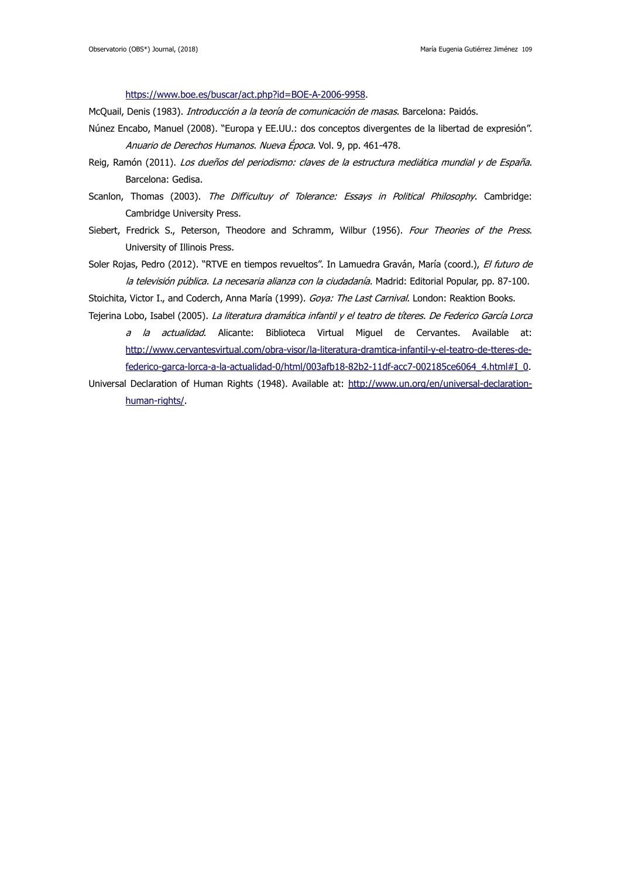https://www.boe.es/buscar/act.php?id=BOE-A-2006-9958.

McQuail, Denis (1983). *Introducción a la teoría de comunicación de masas*. Barcelona: Paidós.

Núnez Encabo, Manuel (2008). "Europa y EE.UU.: dos conceptos divergentes de la libertad de expresión". *Anuario de Derechos Humanos. Nueva Época*. Vol. 9, pp. 461-478.

Reig, Ramón (2011). *Los dueños del periodismo: claves de la estructura mediática mundial y de España*. Barcelona: Gedisa.

Scanlon, Thomas (2003). *The Difficultuy of Tolerance: Essays in Political Philosophy*. Cambridge: Cambridge University Press.

Siebert, Fredrick S., Peterson, Theodore and Schramm, Wilbur (1956). *Four Theories of the Press*. University of Illinois Press.

Soler Rojas, Pedro (2012). "RTVE en tiempos revueltos". In Lamuedra Graván, María (coord.), *El futuro de la televisión pública. La necesaria alianza con la ciudadanía*. Madrid: Editorial Popular, pp. 87-100.

Stoichita, Victor I., and Coderch, Anna María (1999). *Goya: The Last Carnival*. London: Reaktion Books.

Tejerina Lobo, Isabel (2005). *La literatura dramática infantil y el teatro de títeres. De Federico García Lorca a la actualidad*. Alicante: Biblioteca Virtual Miguel de Cervantes. Available at: http://www.cervantesvirtual.com/obra-visor/la-literatura-dramtica-infantil-y-el-teatro-de-tteres-de-federico-garca-lorca-a-la-actualidad-0/html/003afb18-82b2-11df-acc7-002185ce6064_4.html#I_0.

Universal Declaration of Human Rights (1948). Available at: http://www.un.org/en/universal-declaration-human-rights/.